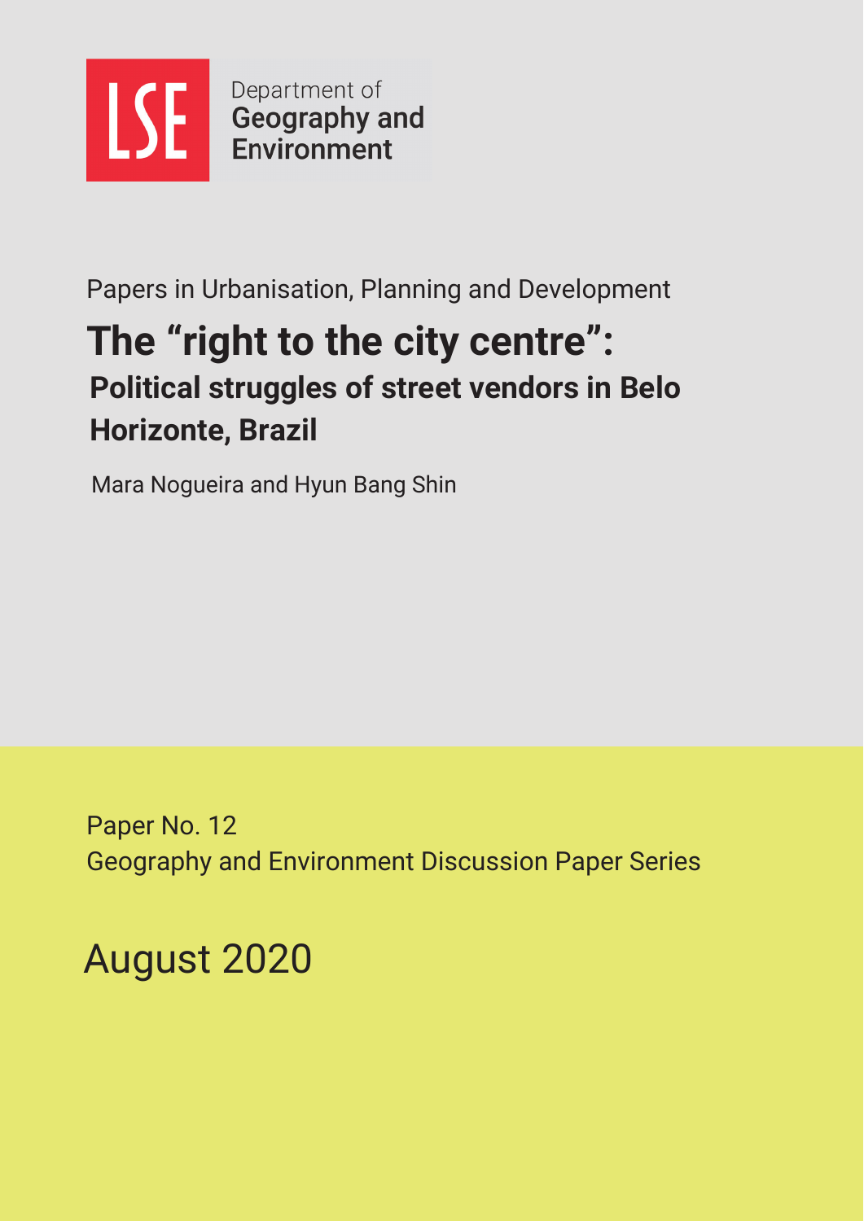LSE Department of Geography and Environment

Papers in Urbanisation, Planning and Development

# The "right to the city centre":

## Political struggles of street vendors in Belo Horizonte, Brazil

Mara Nogueira and Hyun Bang Shin

Paper No. 12
Geography and Environment Discussion Paper Series

August 2020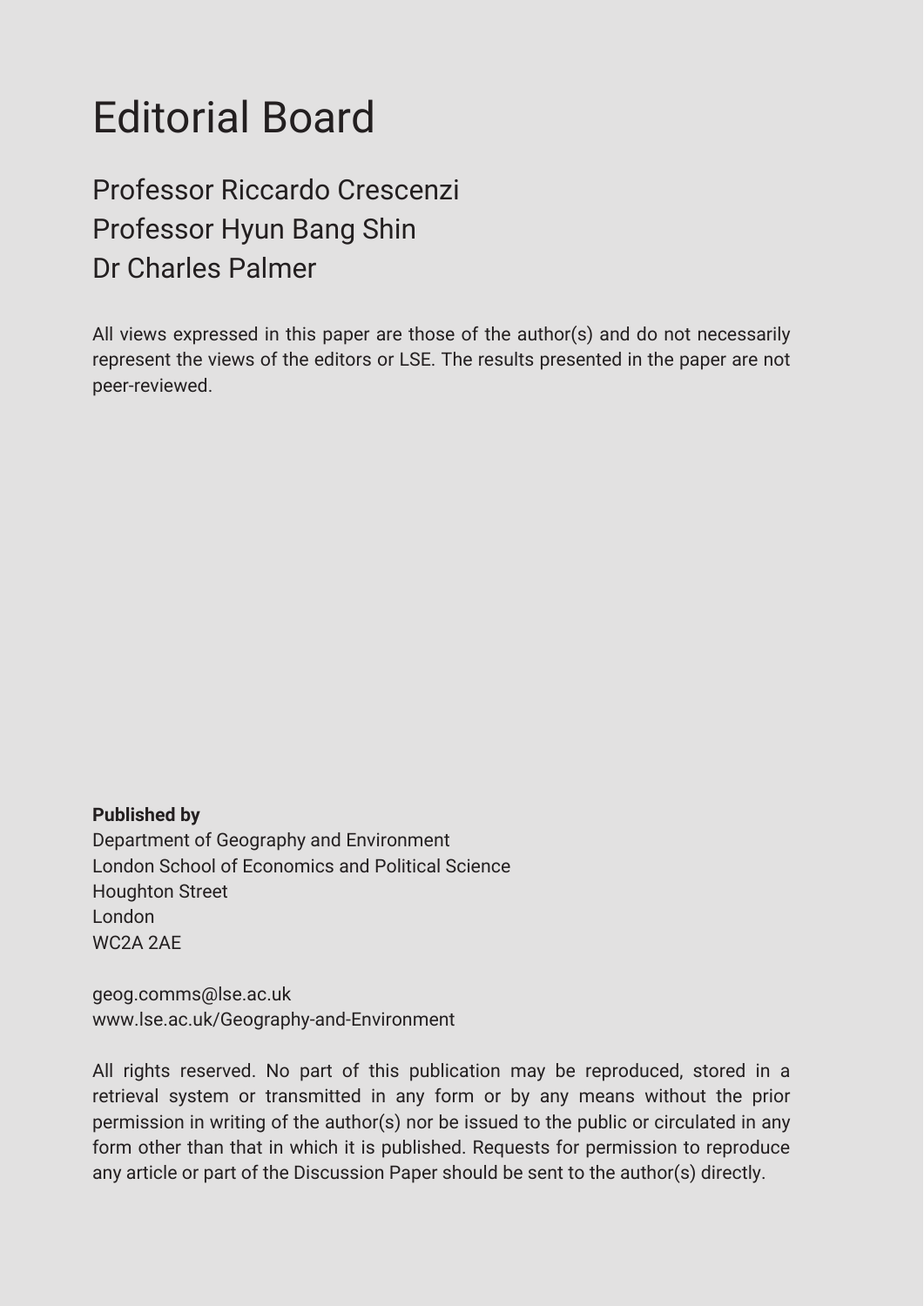# Editorial Board

Professor Riccardo Crescenzi
Professor Hyun Bang Shin
Dr Charles Palmer

All views expressed in this paper are those of the author(s) and do not necessarily represent the views of the editors or LSE. The results presented in the paper are not peer-reviewed.

**Published by**
Department of Geography and Environment
London School of Economics and Political Science
Houghton Street
London
WC2A 2AE

geog.comms@lse.ac.uk
www.lse.ac.uk/Geography-and-Environment

All rights reserved. No part of this publication may be reproduced, stored in a retrieval system or transmitted in any form or by any means without the prior permission in writing of the author(s) nor be issued to the public or circulated in any form other than that in which it is published. Requests for permission to reproduce any article or part of the Discussion Paper should be sent to the author(s) directly.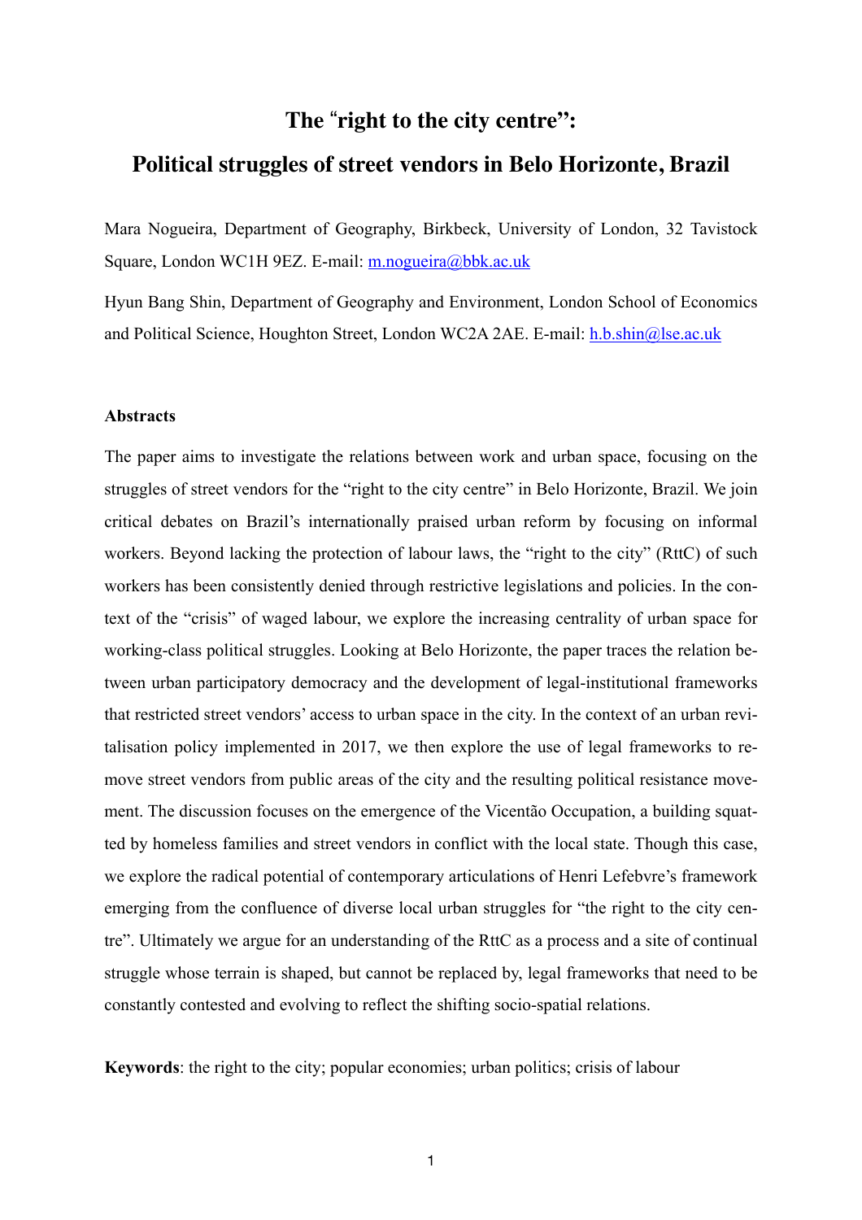# The "right to the city centre": Political struggles of street vendors in Belo Horizonte, Brazil

Mara Nogueira, Department of Geography, Birkbeck, University of London, 32 Tavistock Square, London WC1H 9EZ. E-mail: m.nogueira@bbk.ac.uk

Hyun Bang Shin, Department of Geography and Environment, London School of Economics and Political Science, Houghton Street, London WC2A 2AE. E-mail: h.b.shin@lse.ac.uk

**Abstracts**

The paper aims to investigate the relations between work and urban space, focusing on the struggles of street vendors for the "right to the city centre" in Belo Horizonte, Brazil. We join critical debates on Brazil's internationally praised urban reform by focusing on informal workers. Beyond lacking the protection of labour laws, the "right to the city" (RttC) of such workers has been consistently denied through restrictive legislations and policies. In the context of the "crisis" of waged labour, we explore the increasing centrality of urban space for working-class political struggles. Looking at Belo Horizonte, the paper traces the relation between urban participatory democracy and the development of legal-institutional frameworks that restricted street vendors' access to urban space in the city. In the context of an urban revitalisation policy implemented in 2017, we then explore the use of legal frameworks to remove street vendors from public areas of the city and the resulting political resistance movement. The discussion focuses on the emergence of the Vicentão Occupation, a building squatted by homeless families and street vendors in conflict with the local state. Though this case, we explore the radical potential of contemporary articulations of Henri Lefebvre's framework emerging from the confluence of diverse local urban struggles for "the right to the city centre". Ultimately we argue for an understanding of the RttC as a process and a site of continual struggle whose terrain is shaped, but cannot be replaced by, legal frameworks that need to be constantly contested and evolving to reflect the shifting socio-spatial relations.

**Keywords**: the right to the city; popular economies; urban politics; crisis of labour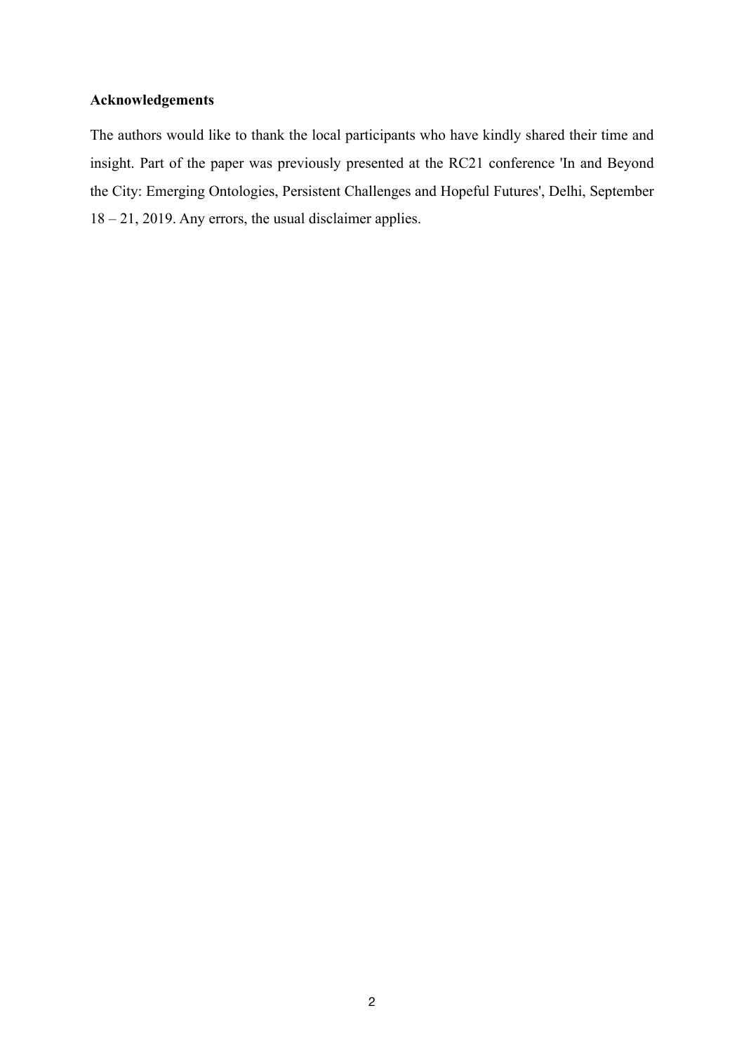**Acknowledgements**

The authors would like to thank the local participants who have kindly shared their time and insight. Part of the paper was previously presented at the RC21 conference 'In and Beyond the City: Emerging Ontologies, Persistent Challenges and Hopeful Futures', Delhi, September 18 – 21, 2019. Any errors, the usual disclaimer applies.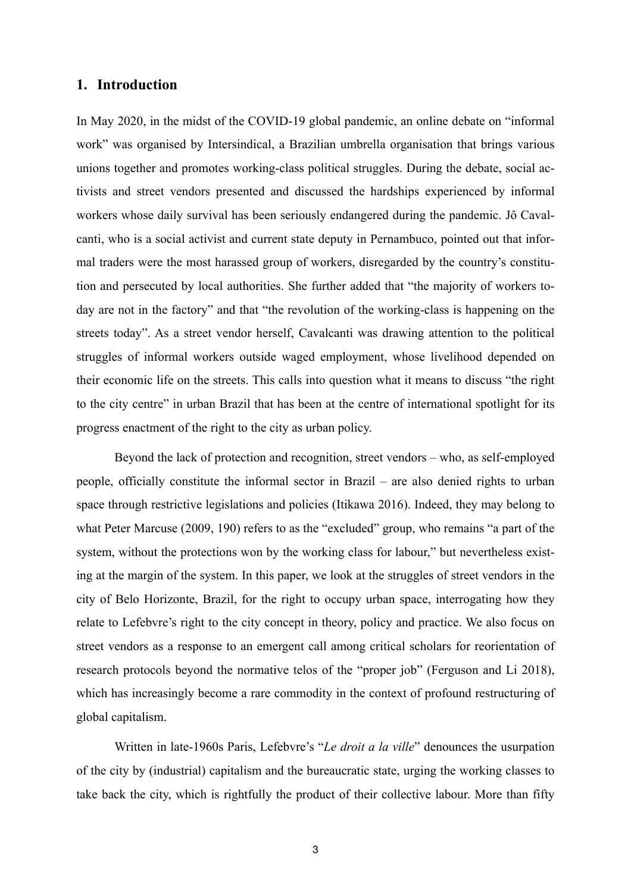## 1. Introduction

In May 2020, in the midst of the COVID-19 global pandemic, an online debate on "informal work" was organised by Intersindical, a Brazilian umbrella organisation that brings various unions together and promotes working-class political struggles. During the debate, social activists and street vendors presented and discussed the hardships experienced by informal workers whose daily survival has been seriously endangered during the pandemic. Jô Cavalcanti, who is a social activist and current state deputy in Pernambuco, pointed out that informal traders were the most harassed group of workers, disregarded by the country's constitution and persecuted by local authorities. She further added that "the majority of workers today are not in the factory" and that "the revolution of the working-class is happening on the streets today". As a street vendor herself, Cavalcanti was drawing attention to the political struggles of informal workers outside waged employment, whose livelihood depended on their economic life on the streets. This calls into question what it means to discuss "the right to the city centre" in urban Brazil that has been at the centre of international spotlight for its progress enactment of the right to the city as urban policy.

Beyond the lack of protection and recognition, street vendors – who, as self-employed people, officially constitute the informal sector in Brazil – are also denied rights to urban space through restrictive legislations and policies (Itikawa 2016). Indeed, they may belong to what Peter Marcuse (2009, 190) refers to as the "excluded" group, who remains "a part of the system, without the protections won by the working class for labour," but nevertheless existing at the margin of the system. In this paper, we look at the struggles of street vendors in the city of Belo Horizonte, Brazil, for the right to occupy urban space, interrogating how they relate to Lefebvre's right to the city concept in theory, policy and practice. We also focus on street vendors as a response to an emergent call among critical scholars for reorientation of research protocols beyond the normative telos of the "proper job" (Ferguson and Li 2018), which has increasingly become a rare commodity in the context of profound restructuring of global capitalism.

Written in late-1960s Paris, Lefebvre's "*Le droit a la ville*" denounces the usurpation of the city by (industrial) capitalism and the bureaucratic state, urging the working classes to take back the city, which is rightfully the product of their collective labour. More than fifty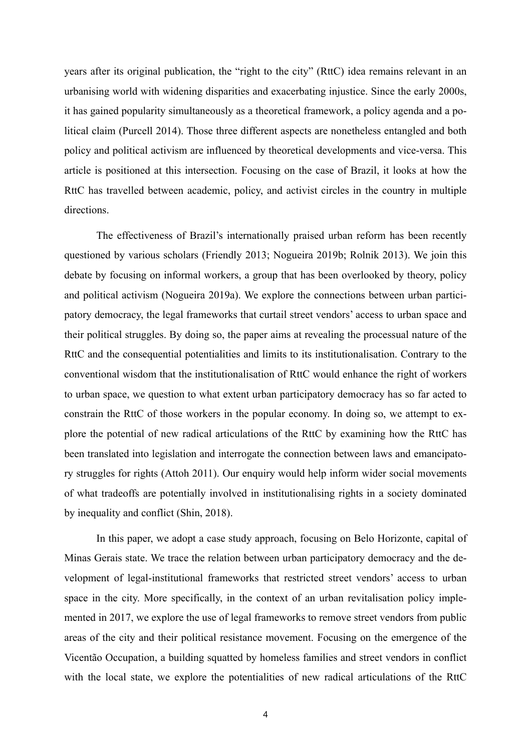years after its original publication, the "right to the city" (RttC) idea remains relevant in an urbanising world with widening disparities and exacerbating injustice. Since the early 2000s, it has gained popularity simultaneously as a theoretical framework, a policy agenda and a political claim (Purcell 2014). Those three different aspects are nonetheless entangled and both policy and political activism are influenced by theoretical developments and vice-versa. This article is positioned at this intersection. Focusing on the case of Brazil, it looks at how the RttC has travelled between academic, policy, and activist circles in the country in multiple directions.

The effectiveness of Brazil's internationally praised urban reform has been recently questioned by various scholars (Friendly 2013; Nogueira 2019b; Rolnik 2013). We join this debate by focusing on informal workers, a group that has been overlooked by theory, policy and political activism (Nogueira 2019a). We explore the connections between urban participatory democracy, the legal frameworks that curtail street vendors' access to urban space and their political struggles. By doing so, the paper aims at revealing the processual nature of the RttC and the consequential potentialities and limits to its institutionalisation. Contrary to the conventional wisdom that the institutionalisation of RttC would enhance the right of workers to urban space, we question to what extent urban participatory democracy has so far acted to constrain the RttC of those workers in the popular economy. In doing so, we attempt to explore the potential of new radical articulations of the RttC by examining how the RttC has been translated into legislation and interrogate the connection between laws and emancipatory struggles for rights (Attoh 2011). Our enquiry would help inform wider social movements of what tradeoffs are potentially involved in institutionalising rights in a society dominated by inequality and conflict (Shin, 2018).

In this paper, we adopt a case study approach, focusing on Belo Horizonte, capital of Minas Gerais state. We trace the relation between urban participatory democracy and the development of legal-institutional frameworks that restricted street vendors' access to urban space in the city. More specifically, in the context of an urban revitalisation policy implemented in 2017, we explore the use of legal frameworks to remove street vendors from public areas of the city and their political resistance movement. Focusing on the emergence of the Vicentão Occupation, a building squatted by homeless families and street vendors in conflict with the local state, we explore the potentialities of new radical articulations of the RttC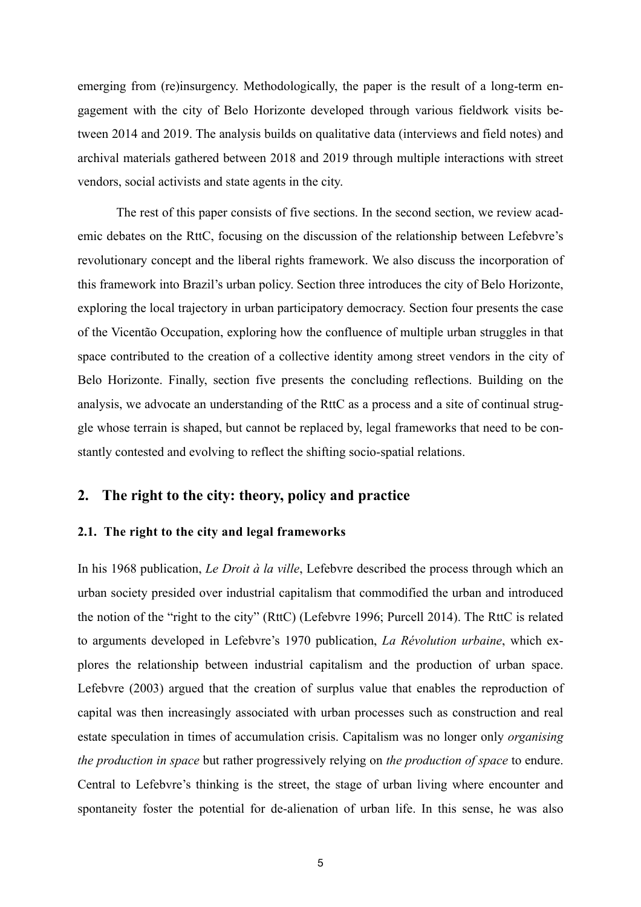emerging from (re)insurgency. Methodologically, the paper is the result of a long-term engagement with the city of Belo Horizonte developed through various fieldwork visits between 2014 and 2019. The analysis builds on qualitative data (interviews and field notes) and archival materials gathered between 2018 and 2019 through multiple interactions with street vendors, social activists and state agents in the city.

The rest of this paper consists of five sections. In the second section, we review academic debates on the RttC, focusing on the discussion of the relationship between Lefebvre's revolutionary concept and the liberal rights framework. We also discuss the incorporation of this framework into Brazil's urban policy. Section three introduces the city of Belo Horizonte, exploring the local trajectory in urban participatory democracy. Section four presents the case of the Vicentão Occupation, exploring how the confluence of multiple urban struggles in that space contributed to the creation of a collective identity among street vendors in the city of Belo Horizonte. Finally, section five presents the concluding reflections. Building on the analysis, we advocate an understanding of the RttC as a process and a site of continual struggle whose terrain is shaped, but cannot be replaced by, legal frameworks that need to be constantly contested and evolving to reflect the shifting socio-spatial relations.

## 2. The right to the city: theory, policy and practice

### 2.1. The right to the city and legal frameworks

In his 1968 publication, *Le Droit à la ville*, Lefebvre described the process through which an urban society presided over industrial capitalism that commodified the urban and introduced the notion of the "right to the city" (RttC) (Lefebvre 1996; Purcell 2014). The RttC is related to arguments developed in Lefebvre's 1970 publication, *La Révolution urbaine*, which explores the relationship between industrial capitalism and the production of urban space. Lefebvre (2003) argued that the creation of surplus value that enables the reproduction of capital was then increasingly associated with urban processes such as construction and real estate speculation in times of accumulation crisis. Capitalism was no longer only *organising the production in space* but rather progressively relying on *the production of space* to endure. Central to Lefebvre's thinking is the street, the stage of urban living where encounter and spontaneity foster the potential for de-alienation of urban life. In this sense, he was also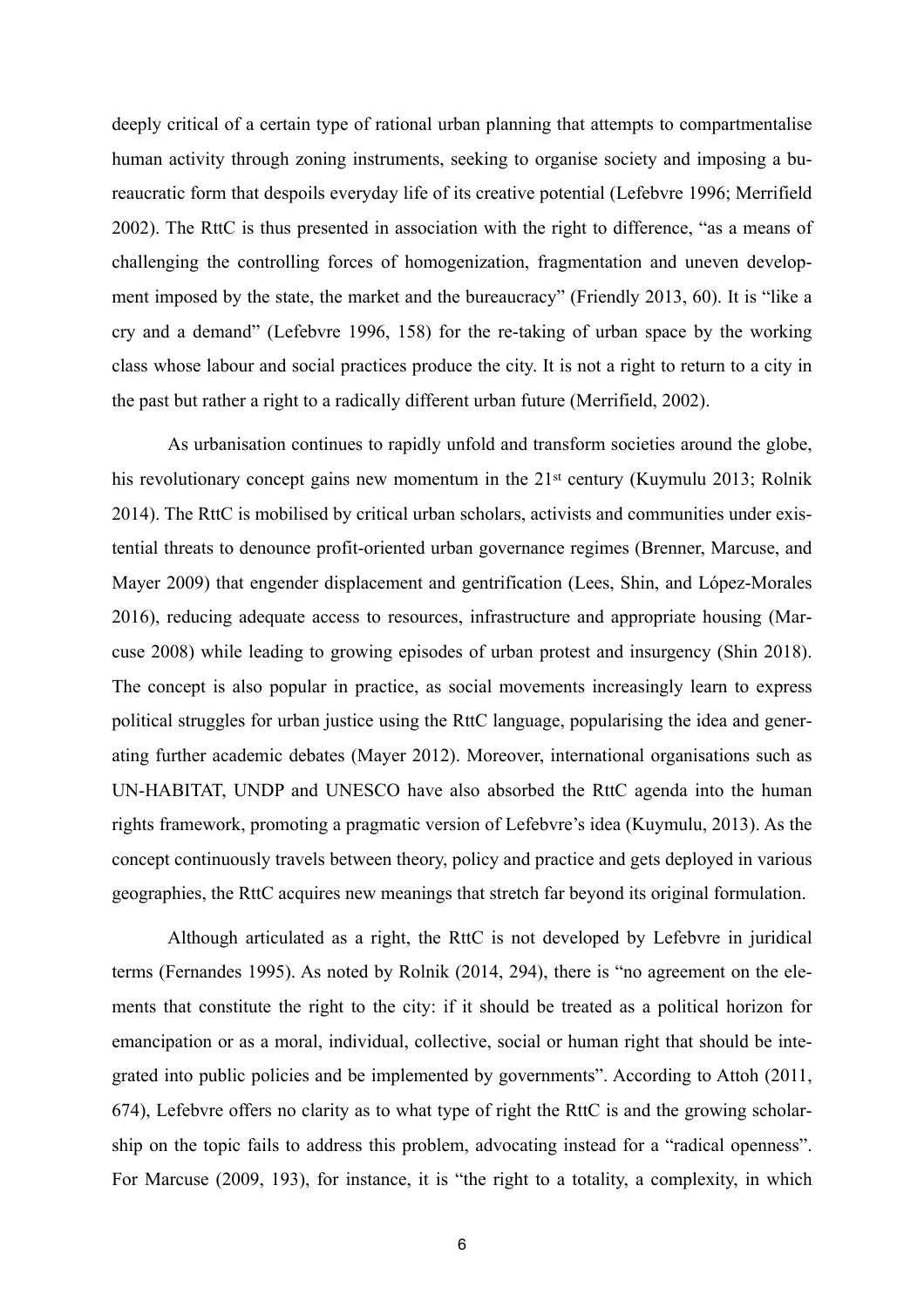deeply critical of a certain type of rational urban planning that attempts to compartmentalise human activity through zoning instruments, seeking to organise society and imposing a bureaucratic form that despoils everyday life of its creative potential (Lefebvre 1996; Merrifield 2002). The RttC is thus presented in association with the right to difference, "as a means of challenging the controlling forces of homogenization, fragmentation and uneven development imposed by the state, the market and the bureaucracy" (Friendly 2013, 60). It is "like a cry and a demand" (Lefebvre 1996, 158) for the re-taking of urban space by the working class whose labour and social practices produce the city. It is not a right to return to a city in the past but rather a right to a radically different urban future (Merrifield, 2002).

As urbanisation continues to rapidly unfold and transform societies around the globe, his revolutionary concept gains new momentum in the 21st century (Kuymulu 2013; Rolnik 2014). The RttC is mobilised by critical urban scholars, activists and communities under existential threats to denounce profit-oriented urban governance regimes (Brenner, Marcuse, and Mayer 2009) that engender displacement and gentrification (Lees, Shin, and López-Morales 2016), reducing adequate access to resources, infrastructure and appropriate housing (Marcuse 2008) while leading to growing episodes of urban protest and insurgency (Shin 2018). The concept is also popular in practice, as social movements increasingly learn to express political struggles for urban justice using the RttC language, popularising the idea and generating further academic debates (Mayer 2012). Moreover, international organisations such as UN-HABITAT, UNDP and UNESCO have also absorbed the RttC agenda into the human rights framework, promoting a pragmatic version of Lefebvre's idea (Kuymulu, 2013). As the concept continuously travels between theory, policy and practice and gets deployed in various geographies, the RttC acquires new meanings that stretch far beyond its original formulation.

Although articulated as a right, the RttC is not developed by Lefebvre in juridical terms (Fernandes 1995). As noted by Rolnik (2014, 294), there is "no agreement on the elements that constitute the right to the city: if it should be treated as a political horizon for emancipation or as a moral, individual, collective, social or human right that should be integrated into public policies and be implemented by governments". According to Attoh (2011, 674), Lefebvre offers no clarity as to what type of right the RttC is and the growing scholarship on the topic fails to address this problem, advocating instead for a "radical openness". For Marcuse (2009, 193), for instance, it is "the right to a totality, a complexity, in which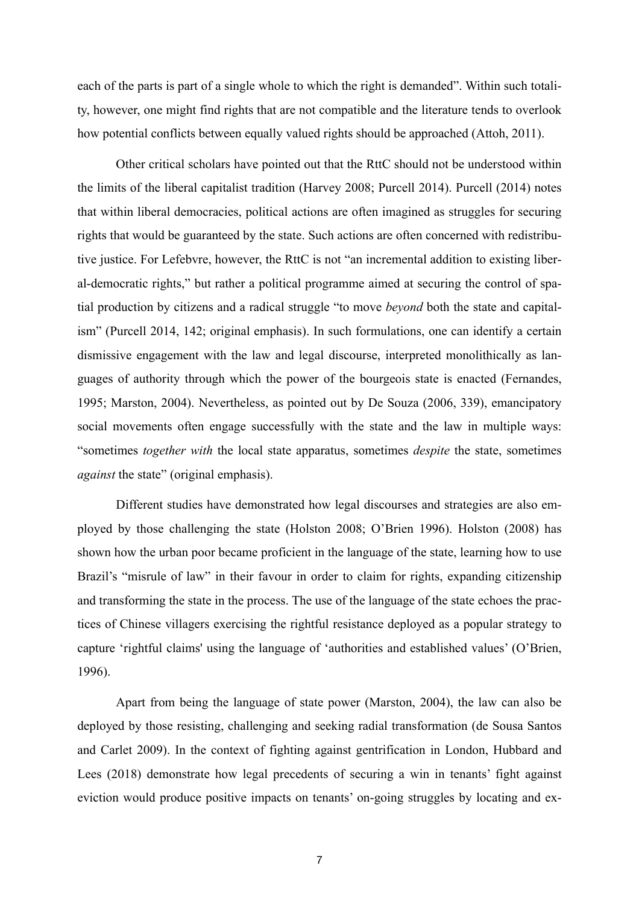each of the parts is part of a single whole to which the right is demanded". Within such totality, however, one might find rights that are not compatible and the literature tends to overlook how potential conflicts between equally valued rights should be approached (Attoh, 2011).

Other critical scholars have pointed out that the RttC should not be understood within the limits of the liberal capitalist tradition (Harvey 2008; Purcell 2014). Purcell (2014) notes that within liberal democracies, political actions are often imagined as struggles for securing rights that would be guaranteed by the state. Such actions are often concerned with redistributive justice. For Lefebvre, however, the RttC is not "an incremental addition to existing liberal-democratic rights," but rather a political programme aimed at securing the control of spatial production by citizens and a radical struggle "to move *beyond* both the state and capitalism" (Purcell 2014, 142; original emphasis). In such formulations, one can identify a certain dismissive engagement with the law and legal discourse, interpreted monolithically as languages of authority through which the power of the bourgeois state is enacted (Fernandes, 1995; Marston, 2004). Nevertheless, as pointed out by De Souza (2006, 339), emancipatory social movements often engage successfully with the state and the law in multiple ways: "sometimes *together with* the local state apparatus, sometimes *despite* the state, sometimes *against* the state" (original emphasis).

Different studies have demonstrated how legal discourses and strategies are also employed by those challenging the state (Holston 2008; O'Brien 1996). Holston (2008) has shown how the urban poor became proficient in the language of the state, learning how to use Brazil's "misrule of law" in their favour in order to claim for rights, expanding citizenship and transforming the state in the process. The use of the language of the state echoes the practices of Chinese villagers exercising the rightful resistance deployed as a popular strategy to capture 'rightful claims' using the language of 'authorities and established values' (O'Brien, 1996).

Apart from being the language of state power (Marston, 2004), the law can also be deployed by those resisting, challenging and seeking radial transformation (de Sousa Santos and Carlet 2009). In the context of fighting against gentrification in London, Hubbard and Lees (2018) demonstrate how legal precedents of securing a win in tenants' fight against eviction would produce positive impacts on tenants' on-going struggles by locating and ex-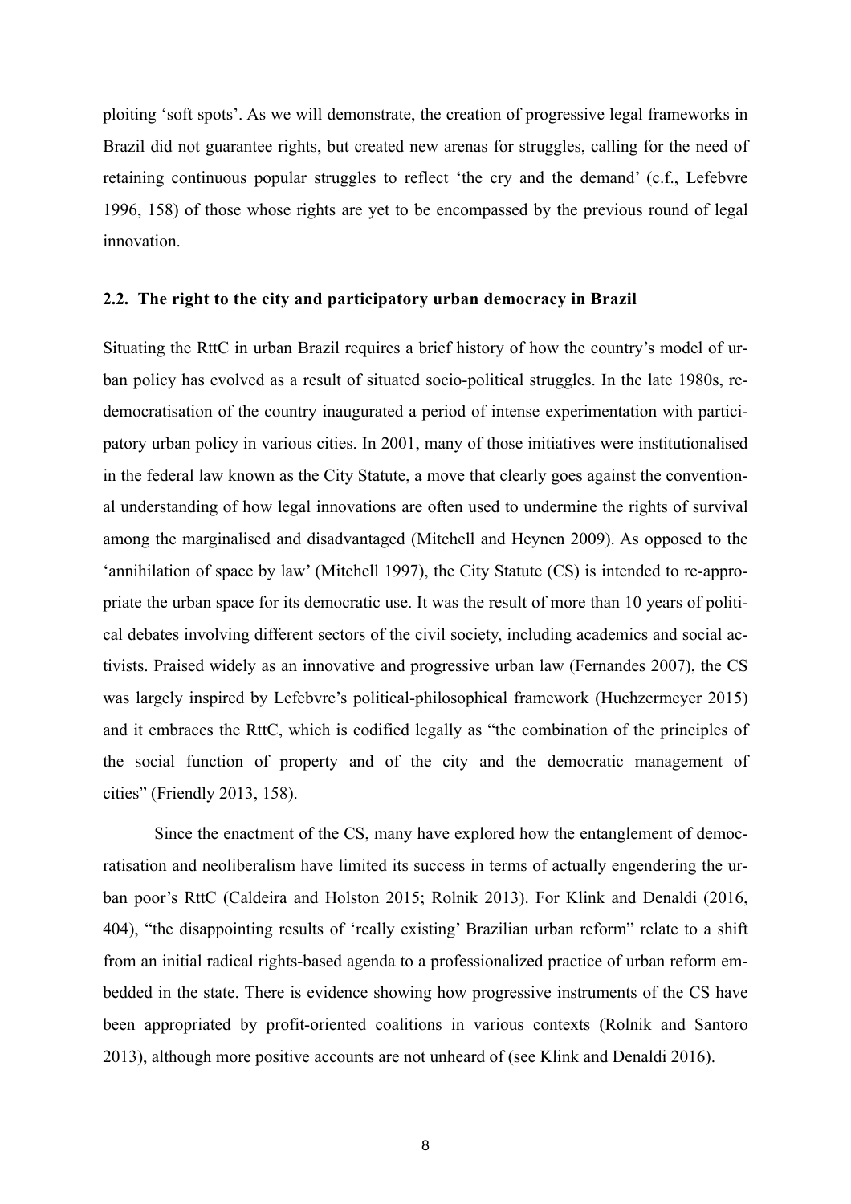ploiting 'soft spots'. As we will demonstrate, the creation of progressive legal frameworks in Brazil did not guarantee rights, but created new arenas for struggles, calling for the need of retaining continuous popular struggles to reflect 'the cry and the demand' (c.f., Lefebvre 1996, 158) of those whose rights are yet to be encompassed by the previous round of legal innovation.

### 2.2. The right to the city and participatory urban democracy in Brazil

Situating the RttC in urban Brazil requires a brief history of how the country's model of urban policy has evolved as a result of situated socio-political struggles. In the late 1980s, re-democratisation of the country inaugurated a period of intense experimentation with participatory urban policy in various cities. In 2001, many of those initiatives were institutionalised in the federal law known as the City Statute, a move that clearly goes against the conventional understanding of how legal innovations are often used to undermine the rights of survival among the marginalised and disadvantaged (Mitchell and Heynen 2009). As opposed to the 'annihilation of space by law' (Mitchell 1997), the City Statute (CS) is intended to re-appropriate the urban space for its democratic use. It was the result of more than 10 years of political debates involving different sectors of the civil society, including academics and social activists. Praised widely as an innovative and progressive urban law (Fernandes 2007), the CS was largely inspired by Lefebvre's political-philosophical framework (Huchzermeyer 2015) and it embraces the RttC, which is codified legally as "the combination of the principles of the social function of property and of the city and the democratic management of cities" (Friendly 2013, 158).

Since the enactment of the CS, many have explored how the entanglement of democratisation and neoliberalism have limited its success in terms of actually engendering the urban poor's RttC (Caldeira and Holston 2015; Rolnik 2013). For Klink and Denaldi (2016, 404), "the disappointing results of 'really existing' Brazilian urban reform" relate to a shift from an initial radical rights-based agenda to a professionalized practice of urban reform embedded in the state. There is evidence showing how progressive instruments of the CS have been appropriated by profit-oriented coalitions in various contexts (Rolnik and Santoro 2013), although more positive accounts are not unheard of (see Klink and Denaldi 2016).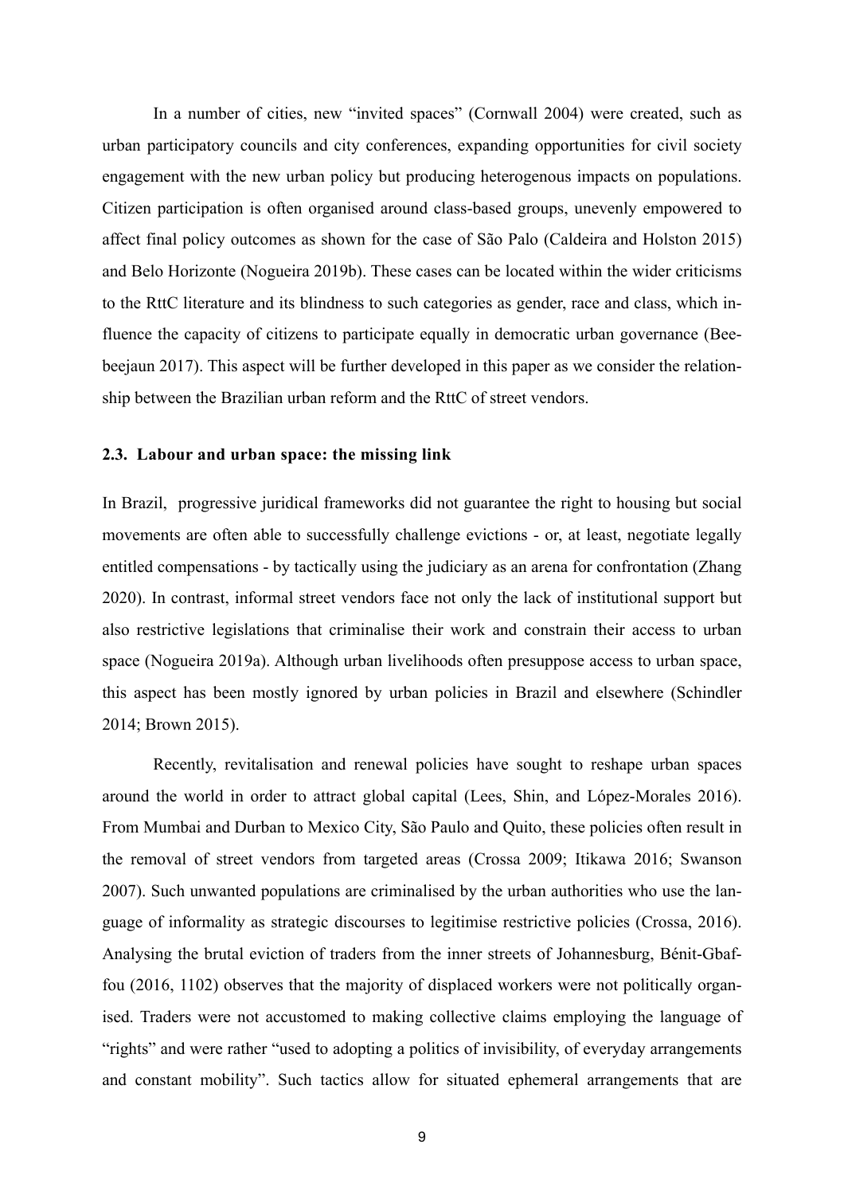In a number of cities, new “invited spaces” (Cornwall 2004) were created, such as urban participatory councils and city conferences, expanding opportunities for civil society engagement with the new urban policy but producing heterogenous impacts on populations. Citizen participation is often organised around class-based groups, unevenly empowered to affect final policy outcomes as shown for the case of São Palo (Caldeira and Holston 2015) and Belo Horizonte (Nogueira 2019b). These cases can be located within the wider criticisms to the RttC literature and its blindness to such categories as gender, race and class, which influence the capacity of citizens to participate equally in democratic urban governance (Beebeejaun 2017). This aspect will be further developed in this paper as we consider the relationship between the Brazilian urban reform and the RttC of street vendors.

### 2.3. Labour and urban space: the missing link

In Brazil, progressive juridical frameworks did not guarantee the right to housing but social movements are often able to successfully challenge evictions - or, at least, negotiate legally entitled compensations - by tactically using the judiciary as an arena for confrontation (Zhang 2020). In contrast, informal street vendors face not only the lack of institutional support but also restrictive legislations that criminalise their work and constrain their access to urban space (Nogueira 2019a). Although urban livelihoods often presuppose access to urban space, this aspect has been mostly ignored by urban policies in Brazil and elsewhere (Schindler 2014; Brown 2015).

Recently, revitalisation and renewal policies have sought to reshape urban spaces around the world in order to attract global capital (Lees, Shin, and López-Morales 2016). From Mumbai and Durban to Mexico City, São Paulo and Quito, these policies often result in the removal of street vendors from targeted areas (Crossa 2009; Itikawa 2016; Swanson 2007). Such unwanted populations are criminalised by the urban authorities who use the language of informality as strategic discourses to legitimise restrictive policies (Crossa, 2016). Analysing the brutal eviction of traders from the inner streets of Johannesburg, Bénit-Gbaffou (2016, 1102) observes that the majority of displaced workers were not politically organised. Traders were not accustomed to making collective claims employing the language of “rights” and were rather “used to adopting a politics of invisibility, of everyday arrangements and constant mobility”. Such tactics allow for situated ephemeral arrangements that are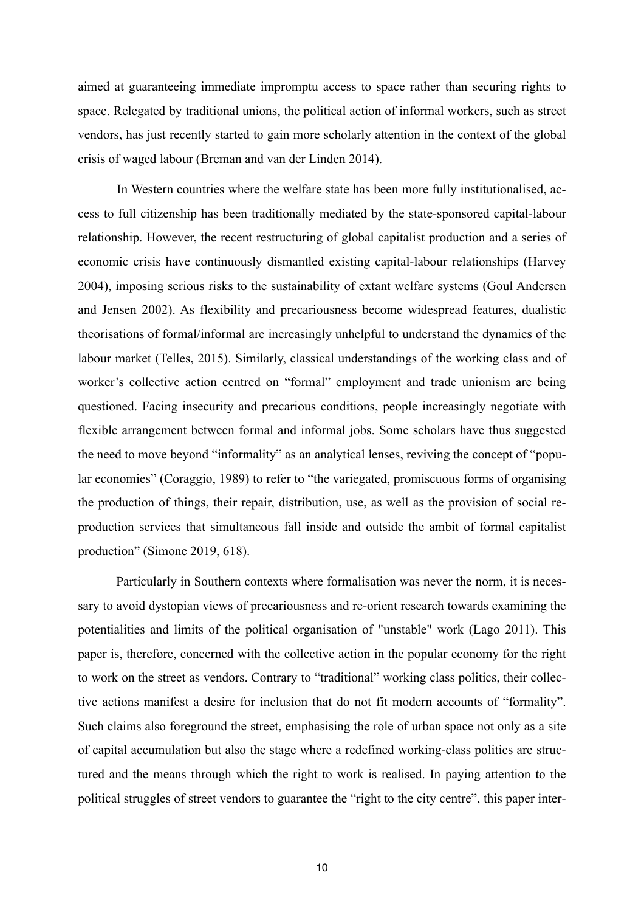aimed at guaranteeing immediate impromptu access to space rather than securing rights to space. Relegated by traditional unions, the political action of informal workers, such as street vendors, has just recently started to gain more scholarly attention in the context of the global crisis of waged labour (Breman and van der Linden 2014).

In Western countries where the welfare state has been more fully institutionalised, access to full citizenship has been traditionally mediated by the state-sponsored capital-labour relationship. However, the recent restructuring of global capitalist production and a series of economic crisis have continuously dismantled existing capital-labour relationships (Harvey 2004), imposing serious risks to the sustainability of extant welfare systems (Goul Andersen and Jensen 2002). As flexibility and precariousness become widespread features, dualistic theorisations of formal/informal are increasingly unhelpful to understand the dynamics of the labour market (Telles, 2015). Similarly, classical understandings of the working class and of worker's collective action centred on "formal" employment and trade unionism are being questioned. Facing insecurity and precarious conditions, people increasingly negotiate with flexible arrangement between formal and informal jobs. Some scholars have thus suggested the need to move beyond "informality" as an analytical lenses, reviving the concept of "popular economies" (Coraggio, 1989) to refer to "the variegated, promiscuous forms of organising the production of things, their repair, distribution, use, as well as the provision of social reproduction services that simultaneous fall inside and outside the ambit of formal capitalist production" (Simone 2019, 618).

Particularly in Southern contexts where formalisation was never the norm, it is necessary to avoid dystopian views of precariousness and re-orient research towards examining the potentialities and limits of the political organisation of "unstable" work (Lago 2011). This paper is, therefore, concerned with the collective action in the popular economy for the right to work on the street as vendors. Contrary to "traditional" working class politics, their collective actions manifest a desire for inclusion that do not fit modern accounts of "formality". Such claims also foreground the street, emphasising the role of urban space not only as a site of capital accumulation but also the stage where a redefined working-class politics are structured and the means through which the right to work is realised. In paying attention to the political struggles of street vendors to guarantee the "right to the city centre", this paper inter-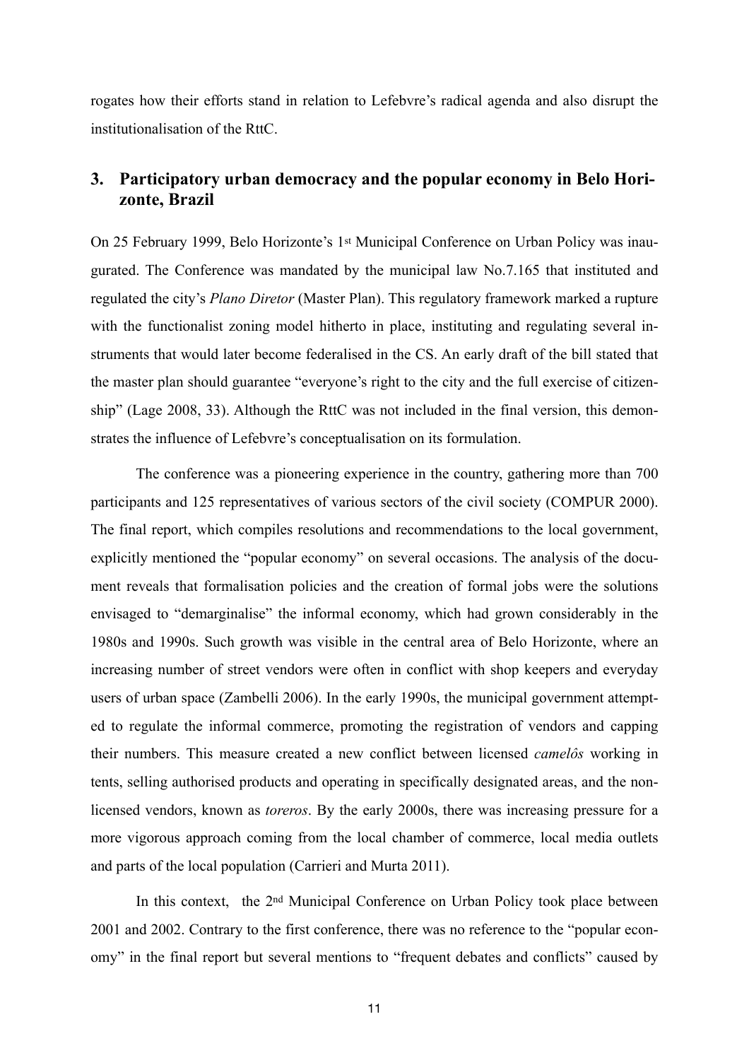rogates how their efforts stand in relation to Lefebvre's radical agenda and also disrupt the institutionalisation of the RttC.

## 3. Participatory urban democracy and the popular economy in Belo Horizonte, Brazil

On 25 February 1999, Belo Horizonte's 1st Municipal Conference on Urban Policy was inaugurated. The Conference was mandated by the municipal law No.7.165 that instituted and regulated the city's *Plano Diretor* (Master Plan). This regulatory framework marked a rupture with the functionalist zoning model hitherto in place, instituting and regulating several instruments that would later become federalised in the CS. An early draft of the bill stated that the master plan should guarantee "everyone's right to the city and the full exercise of citizenship" (Lage 2008, 33). Although the RttC was not included in the final version, this demonstrates the influence of Lefebvre's conceptualisation on its formulation.

The conference was a pioneering experience in the country, gathering more than 700 participants and 125 representatives of various sectors of the civil society (COMPUR 2000). The final report, which compiles resolutions and recommendations to the local government, explicitly mentioned the "popular economy" on several occasions. The analysis of the document reveals that formalisation policies and the creation of formal jobs were the solutions envisaged to "demarginalise" the informal economy, which had grown considerably in the 1980s and 1990s. Such growth was visible in the central area of Belo Horizonte, where an increasing number of street vendors were often in conflict with shop keepers and everyday users of urban space (Zambelli 2006). In the early 1990s, the municipal government attempted to regulate the informal commerce, promoting the registration of vendors and capping their numbers. This measure created a new conflict between licensed *camelôs* working in tents, selling authorised products and operating in specifically designated areas, and the non-licensed vendors, known as *toreros*. By the early 2000s, there was increasing pressure for a more vigorous approach coming from the local chamber of commerce, local media outlets and parts of the local population (Carrieri and Murta 2011).

In this context, the 2nd Municipal Conference on Urban Policy took place between 2001 and 2002. Contrary to the first conference, there was no reference to the "popular economy" in the final report but several mentions to "frequent debates and conflicts" caused by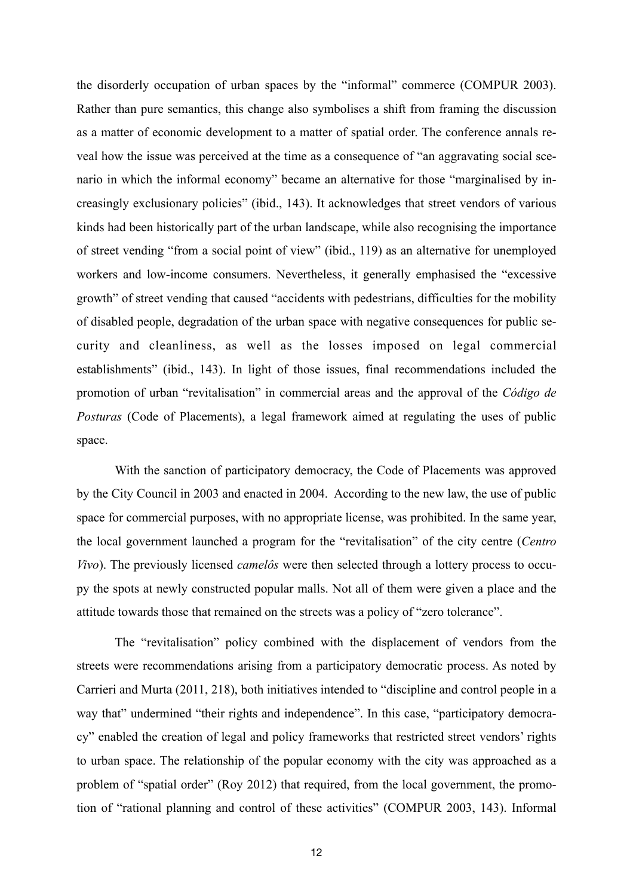the disorderly occupation of urban spaces by the "informal" commerce (COMPUR 2003). Rather than pure semantics, this change also symbolises a shift from framing the discussion as a matter of economic development to a matter of spatial order. The conference annals reveal how the issue was perceived at the time as a consequence of "an aggravating social scenario in which the informal economy" became an alternative for those "marginalised by increasingly exclusionary policies" (ibid., 143). It acknowledges that street vendors of various kinds had been historically part of the urban landscape, while also recognising the importance of street vending "from a social point of view" (ibid., 119) as an alternative for unemployed workers and low-income consumers. Nevertheless, it generally emphasised the "excessive growth" of street vending that caused "accidents with pedestrians, difficulties for the mobility of disabled people, degradation of the urban space with negative consequences for public security and cleanliness, as well as the losses imposed on legal commercial establishments" (ibid., 143). In light of those issues, final recommendations included the promotion of urban "revitalisation" in commercial areas and the approval of the *Código de Posturas* (Code of Placements), a legal framework aimed at regulating the uses of public space.

With the sanction of participatory democracy, the Code of Placements was approved by the City Council in 2003 and enacted in 2004. According to the new law, the use of public space for commercial purposes, with no appropriate license, was prohibited. In the same year, the local government launched a program for the "revitalisation" of the city centre (*Centro Vivo*). The previously licensed *camelôs* were then selected through a lottery process to occupy the spots at newly constructed popular malls. Not all of them were given a place and the attitude towards those that remained on the streets was a policy of "zero tolerance".

The "revitalisation" policy combined with the displacement of vendors from the streets were recommendations arising from a participatory democratic process. As noted by Carrieri and Murta (2011, 218), both initiatives intended to "discipline and control people in a way that" undermined "their rights and independence". In this case, "participatory democracy" enabled the creation of legal and policy frameworks that restricted street vendors' rights to urban space. The relationship of the popular economy with the city was approached as a problem of "spatial order" (Roy 2012) that required, from the local government, the promotion of "rational planning and control of these activities" (COMPUR 2003, 143). Informal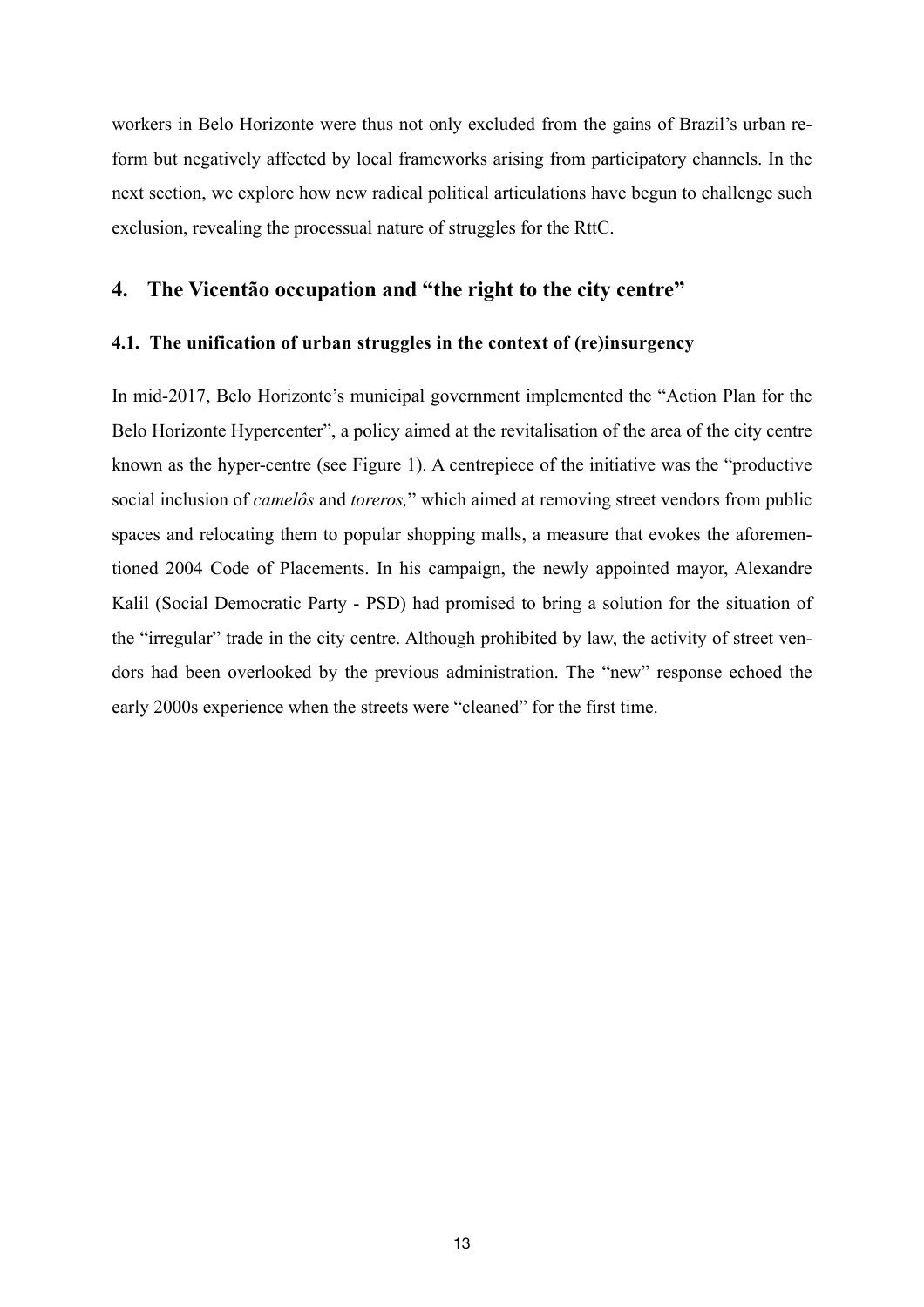workers in Belo Horizonte were thus not only excluded from the gains of Brazil's urban reform but negatively affected by local frameworks arising from participatory channels. In the next section, we explore how new radical political articulations have begun to challenge such exclusion, revealing the processual nature of struggles for the RttC.

## 4. The Vicentão occupation and "the right to the city centre"

### 4.1. The unification of urban struggles in the context of (re)insurgency

In mid-2017, Belo Horizonte's municipal government implemented the "Action Plan for the Belo Horizonte Hypercenter", a policy aimed at the revitalisation of the area of the city centre known as the hyper-centre (see Figure 1). A centrepiece of the initiative was the "productive social inclusion of *camelôs* and *toreros,*" which aimed at removing street vendors from public spaces and relocating them to popular shopping malls, a measure that evokes the aforementioned 2004 Code of Placements. In his campaign, the newly appointed mayor, Alexandre Kalil (Social Democratic Party - PSD) had promised to bring a solution for the situation of the "irregular" trade in the city centre. Although prohibited by law, the activity of street vendors had been overlooked by the previous administration. The "new" response echoed the early 2000s experience when the streets were "cleaned" for the first time.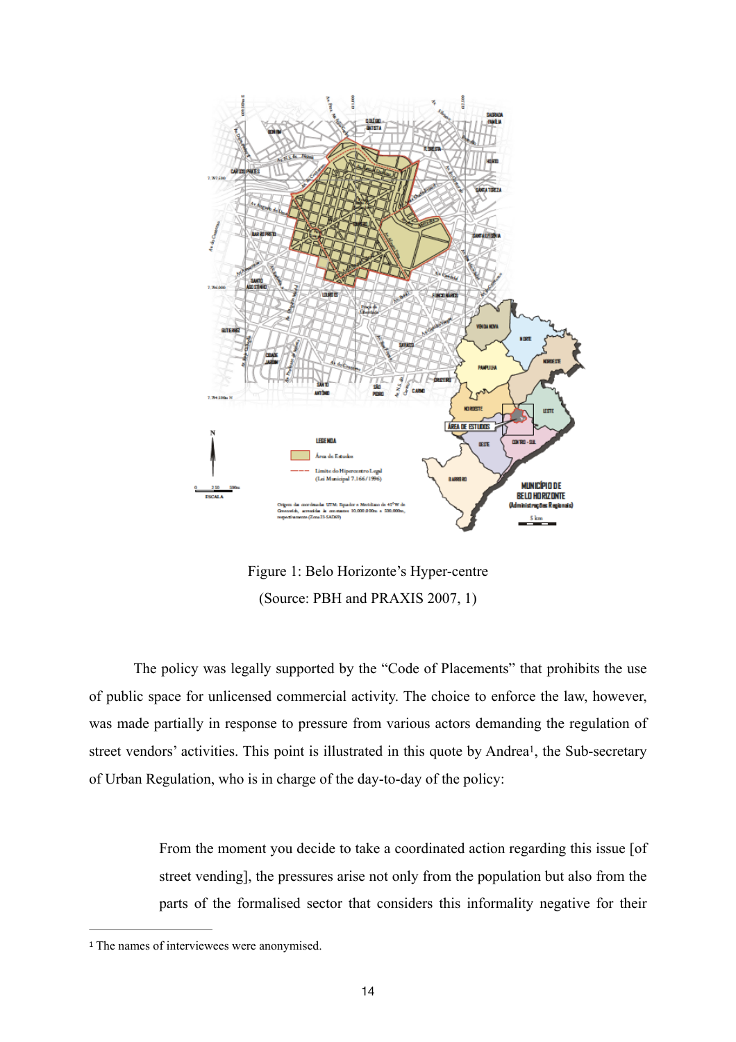Figure 1: Belo Horizonte's Hyper-centre

(Source: PBH and PRAXIS 2007, 1)

The policy was legally supported by the "Code of Placements" that prohibits the use of public space for unlicensed commercial activity. The choice to enforce the law, however, was made partially in response to pressure from various actors demanding the regulation of street vendors' activities. This point is illustrated in this quote by Andrea[1], the Sub-secretary of Urban Regulation, who is in charge of the day-to-day of the policy:

> From the moment you decide to take a coordinated action regarding this issue [of street vending], the pressures arise not only from the population but also from the parts of the formalised sector that considers this informality negative for their

[1] The names of interviewees were anonymised.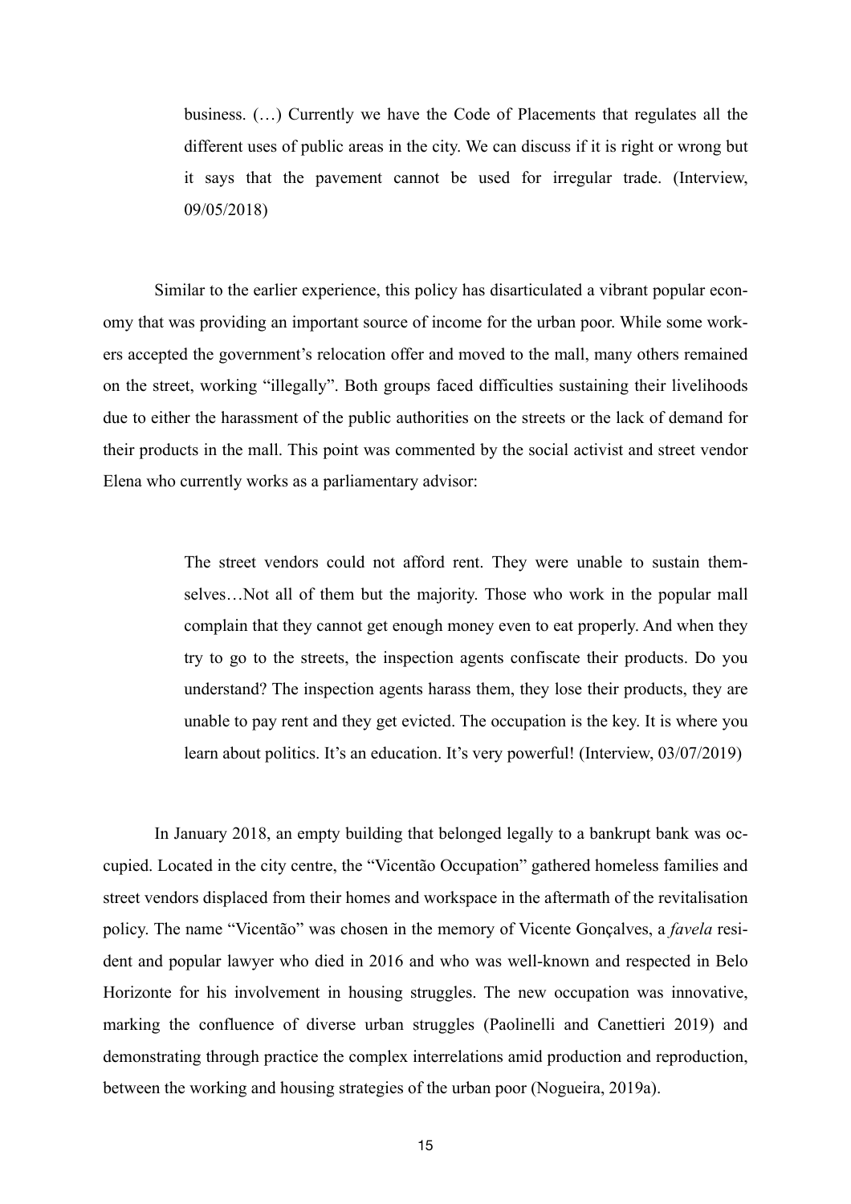> business. (…) Currently we have the Code of Placements that regulates all the different uses of public areas in the city. We can discuss if it is right or wrong but it says that the pavement cannot be used for irregular trade. (Interview, 09/05/2018)

Similar to the earlier experience, this policy has disarticulated a vibrant popular economy that was providing an important source of income for the urban poor. While some workers accepted the government's relocation offer and moved to the mall, many others remained on the street, working "illegally". Both groups faced difficulties sustaining their livelihoods due to either the harassment of the public authorities on the streets or the lack of demand for their products in the mall. This point was commented by the social activist and street vendor Elena who currently works as a parliamentary advisor:

> The street vendors could not afford rent. They were unable to sustain themselves…Not all of them but the majority. Those who work in the popular mall complain that they cannot get enough money even to eat properly. And when they try to go to the streets, the inspection agents confiscate their products. Do you understand? The inspection agents harass them, they lose their products, they are unable to pay rent and they get evicted. The occupation is the key. It is where you learn about politics. It's an education. It's very powerful! (Interview, 03/07/2019)

In January 2018, an empty building that belonged legally to a bankrupt bank was occupied. Located in the city centre, the "Vicentão Occupation" gathered homeless families and street vendors displaced from their homes and workspace in the aftermath of the revitalisation policy. The name "Vicentão" was chosen in the memory of Vicente Gonçalves, a *favela* resident and popular lawyer who died in 2016 and who was well-known and respected in Belo Horizonte for his involvement in housing struggles. The new occupation was innovative, marking the confluence of diverse urban struggles (Paolinelli and Canettieri 2019) and demonstrating through practice the complex interrelations amid production and reproduction, between the working and housing strategies of the urban poor (Nogueira, 2019a).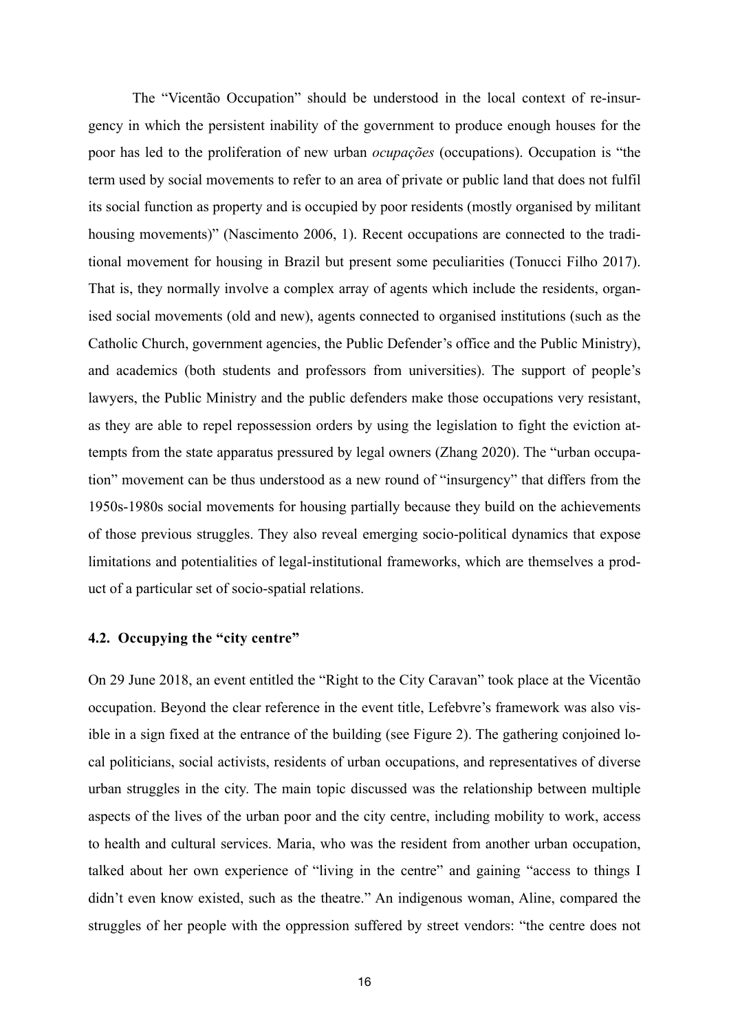The "Vicentão Occupation" should be understood in the local context of re-insurgency in which the persistent inability of the government to produce enough houses for the poor has led to the proliferation of new urban *ocupações* (occupations). Occupation is "the term used by social movements to refer to an area of private or public land that does not fulfil its social function as property and is occupied by poor residents (mostly organised by militant housing movements)" (Nascimento 2006, 1). Recent occupations are connected to the traditional movement for housing in Brazil but present some peculiarities (Tonucci Filho 2017). That is, they normally involve a complex array of agents which include the residents, organised social movements (old and new), agents connected to organised institutions (such as the Catholic Church, government agencies, the Public Defender's office and the Public Ministry), and academics (both students and professors from universities). The support of people's lawyers, the Public Ministry and the public defenders make those occupations very resistant, as they are able to repel repossession orders by using the legislation to fight the eviction attempts from the state apparatus pressured by legal owners (Zhang 2020). The "urban occupation" movement can be thus understood as a new round of "insurgency" that differs from the 1950s-1980s social movements for housing partially because they build on the achievements of those previous struggles. They also reveal emerging socio-political dynamics that expose limitations and potentialities of legal-institutional frameworks, which are themselves a product of a particular set of socio-spatial relations.

### 4.2. Occupying the "city centre"

On 29 June 2018, an event entitled the "Right to the City Caravan" took place at the Vicentão occupation. Beyond the clear reference in the event title, Lefebvre's framework was also visible in a sign fixed at the entrance of the building (see Figure 2). The gathering conjoined local politicians, social activists, residents of urban occupations, and representatives of diverse urban struggles in the city. The main topic discussed was the relationship between multiple aspects of the lives of the urban poor and the city centre, including mobility to work, access to health and cultural services. Maria, who was the resident from another urban occupation, talked about her own experience of "living in the centre" and gaining "access to things I didn't even know existed, such as the theatre." An indigenous woman, Aline, compared the struggles of her people with the oppression suffered by street vendors: "the centre does not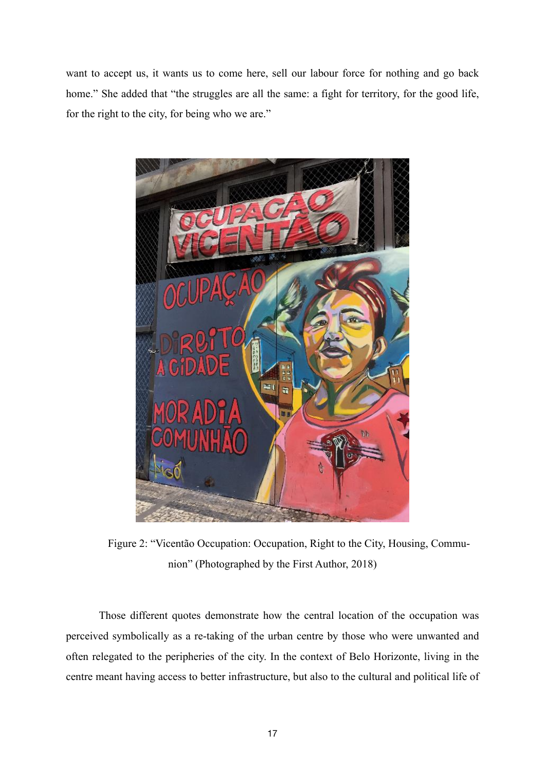want to accept us, it wants us to come here, sell our labour force for nothing and go back home." She added that "the struggles are all the same: a fight for territory, for the good life, for the right to the city, for being who we are."

Figure 2: "Vicentão Occupation: Occupation, Right to the City, Housing, Communion" (Photographed by the First Author, 2018)

Those different quotes demonstrate how the central location of the occupation was perceived symbolically as a re-taking of the urban centre by those who were unwanted and often relegated to the peripheries of the city. In the context of Belo Horizonte, living in the centre meant having access to better infrastructure, but also to the cultural and political life of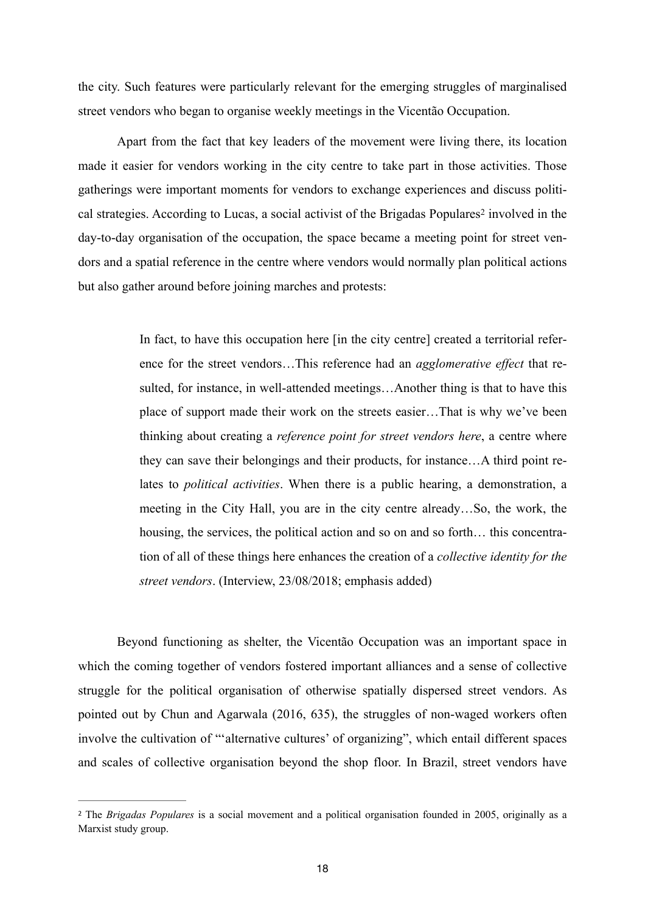the city. Such features were particularly relevant for the emerging struggles of marginalised street vendors who began to organise weekly meetings in the Vicentão Occupation.

Apart from the fact that key leaders of the movement were living there, its location made it easier for vendors working in the city centre to take part in those activities. Those gatherings were important moments for vendors to exchange experiences and discuss political strategies. According to Lucas, a social activist of the Brigadas Populares[2] involved in the day-to-day organisation of the occupation, the space became a meeting point for street vendors and a spatial reference in the centre where vendors would normally plan political actions but also gather around before joining marches and protests:

> In fact, to have this occupation here [in the city centre] created a territorial reference for the street vendors…This reference had an *agglomerative effect* that resulted, for instance, in well-attended meetings…Another thing is that to have this place of support made their work on the streets easier…That is why we've been thinking about creating a *reference point for street vendors here*, a centre where they can save their belongings and their products, for instance…A third point relates to *political activities*. When there is a public hearing, a demonstration, a meeting in the City Hall, you are in the city centre already…So, the work, the housing, the services, the political action and so on and so forth… this concentration of all of these things here enhances the creation of a *collective identity for the street vendors*. (Interview, 23/08/2018; emphasis added)

Beyond functioning as shelter, the Vicentão Occupation was an important space in which the coming together of vendors fostered important alliances and a sense of collective struggle for the political organisation of otherwise spatially dispersed street vendors. As pointed out by Chun and Agarwala (2016, 635), the struggles of non-waged workers often involve the cultivation of "'alternative cultures' of organizing", which entail different spaces and scales of collective organisation beyond the shop floor. In Brazil, street vendors have

---

[2] The *Brigadas Populares* is a social movement and a political organisation founded in 2005, originally as a Marxist study group.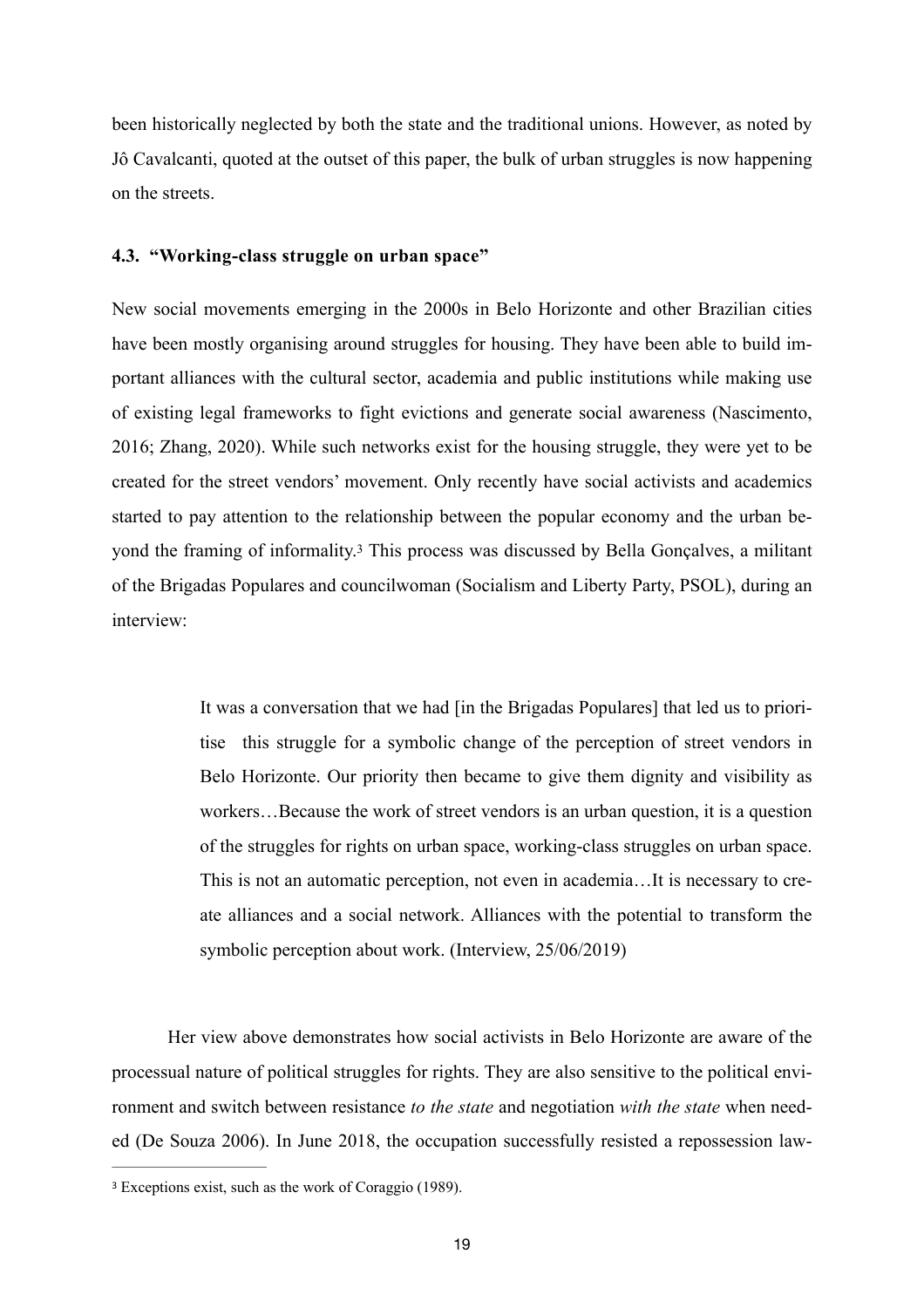been historically neglected by both the state and the traditional unions. However, as noted by Jô Cavalcanti, quoted at the outset of this paper, the bulk of urban struggles is now happening on the streets.

### 4.3. "Working-class struggle on urban space"

New social movements emerging in the 2000s in Belo Horizonte and other Brazilian cities have been mostly organising around struggles for housing. They have been able to build important alliances with the cultural sector, academia and public institutions while making use of existing legal frameworks to fight evictions and generate social awareness (Nascimento, 2016; Zhang, 2020). While such networks exist for the housing struggle, they were yet to be created for the street vendors' movement. Only recently have social activists and academics started to pay attention to the relationship between the popular economy and the urban beyond the framing of informality.[3] This process was discussed by Bella Gonçalves, a militant of the Brigadas Populares and councilwoman (Socialism and Liberty Party, PSOL), during an interview:

> It was a conversation that we had [in the Brigadas Populares] that led us to prioritise this struggle for a symbolic change of the perception of street vendors in Belo Horizonte. Our priority then became to give them dignity and visibility as workers…Because the work of street vendors is an urban question, it is a question of the struggles for rights on urban space, working-class struggles on urban space. This is not an automatic perception, not even in academia…It is necessary to create alliances and a social network. Alliances with the potential to transform the symbolic perception about work. (Interview, 25/06/2019)

Her view above demonstrates how social activists in Belo Horizonte are aware of the processual nature of political struggles for rights. They are also sensitive to the political environment and switch between resistance *to the state* and negotiation *with the state* when needed (De Souza 2006). In June 2018, the occupation successfully resisted a repossession law-

---

[3] Exceptions exist, such as the work of Coraggio (1989).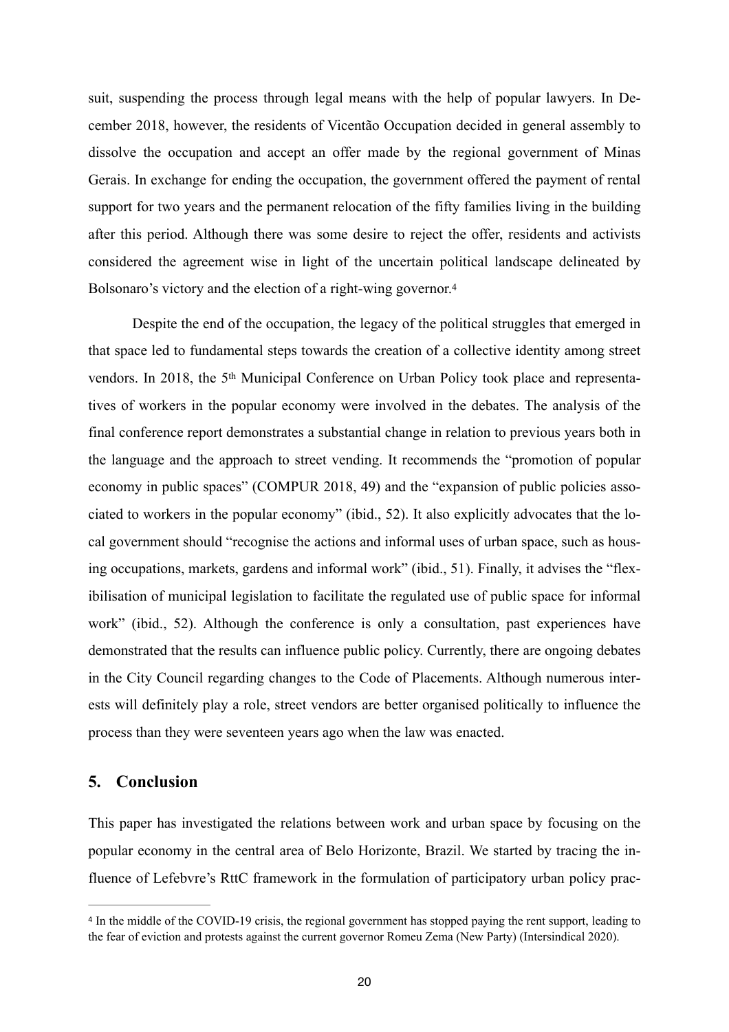suit, suspending the process through legal means with the help of popular lawyers. In December 2018, however, the residents of Vicentão Occupation decided in general assembly to dissolve the occupation and accept an offer made by the regional government of Minas Gerais. In exchange for ending the occupation, the government offered the payment of rental support for two years and the permanent relocation of the fifty families living in the building after this period. Although there was some desire to reject the offer, residents and activists considered the agreement wise in light of the uncertain political landscape delineated by Bolsonaro's victory and the election of a right-wing governor.[4]

Despite the end of the occupation, the legacy of the political struggles that emerged in that space led to fundamental steps towards the creation of a collective identity among street vendors. In 2018, the 5th Municipal Conference on Urban Policy took place and representatives of workers in the popular economy were involved in the debates. The analysis of the final conference report demonstrates a substantial change in relation to previous years both in the language and the approach to street vending. It recommends the "promotion of popular economy in public spaces" (COMPUR 2018, 49) and the "expansion of public policies associated to workers in the popular economy" (ibid., 52). It also explicitly advocates that the local government should "recognise the actions and informal uses of urban space, such as housing occupations, markets, gardens and informal work" (ibid., 51). Finally, it advises the "flexibilisation of municipal legislation to facilitate the regulated use of public space for informal work" (ibid., 52). Although the conference is only a consultation, past experiences have demonstrated that the results can influence public policy. Currently, there are ongoing debates in the City Council regarding changes to the Code of Placements. Although numerous interests will definitely play a role, street vendors are better organised politically to influence the process than they were seventeen years ago when the law was enacted.

## 5. Conclusion

This paper has investigated the relations between work and urban space by focusing on the popular economy in the central area of Belo Horizonte, Brazil. We started by tracing the influence of Lefebvre's RttC framework in the formulation of participatory urban policy prac-

---

[4] In the middle of the COVID-19 crisis, the regional government has stopped paying the rent support, leading to the fear of eviction and protests against the current governor Romeu Zema (New Party) (Intersindical 2020).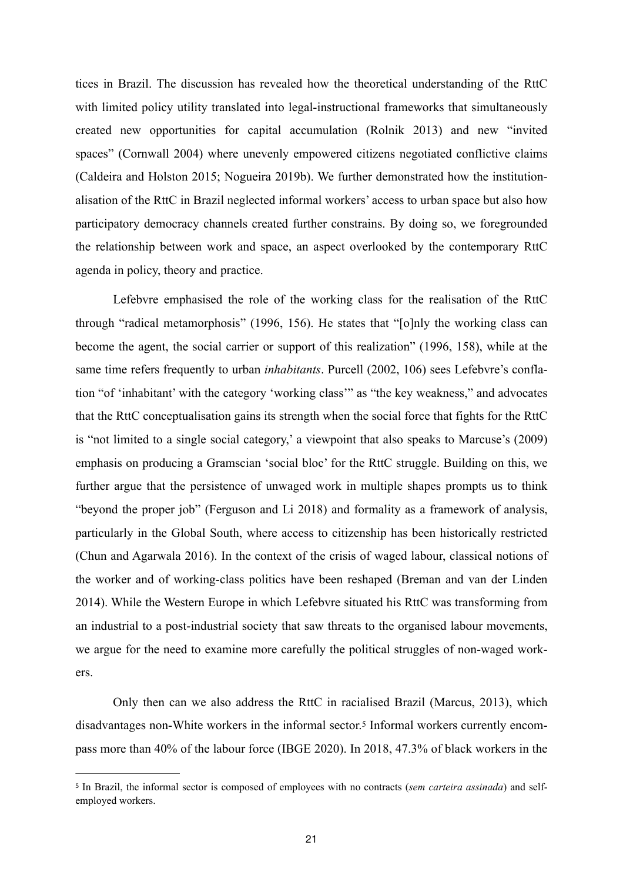tices in Brazil. The discussion has revealed how the theoretical understanding of the RttC with limited policy utility translated into legal-instructional frameworks that simultaneously created new opportunities for capital accumulation (Rolnik 2013) and new "invited spaces" (Cornwall 2004) where unevenly empowered citizens negotiated conflictive claims (Caldeira and Holston 2015; Nogueira 2019b). We further demonstrated how the institutionalisation of the RttC in Brazil neglected informal workers' access to urban space but also how participatory democracy channels created further constrains. By doing so, we foregrounded the relationship between work and space, an aspect overlooked by the contemporary RttC agenda in policy, theory and practice.

Lefebvre emphasised the role of the working class for the realisation of the RttC through "radical metamorphosis" (1996, 156). He states that "[o]nly the working class can become the agent, the social carrier or support of this realization" (1996, 158), while at the same time refers frequently to urban *inhabitants*. Purcell (2002, 106) sees Lefebvre's conflation "of 'inhabitant' with the category 'working class'" as "the key weakness," and advocates that the RttC conceptualisation gains its strength when the social force that fights for the RttC is "not limited to a single social category,' a viewpoint that also speaks to Marcuse's (2009) emphasis on producing a Gramscian 'social bloc' for the RttC struggle. Building on this, we further argue that the persistence of unwaged work in multiple shapes prompts us to think "beyond the proper job" (Ferguson and Li 2018) and formality as a framework of analysis, particularly in the Global South, where access to citizenship has been historically restricted (Chun and Agarwala 2016). In the context of the crisis of waged labour, classical notions of the worker and of working-class politics have been reshaped (Breman and van der Linden 2014). While the Western Europe in which Lefebvre situated his RttC was transforming from an industrial to a post-industrial society that saw threats to the organised labour movements, we argue for the need to examine more carefully the political struggles of non-waged workers.

Only then can we also address the RttC in racialised Brazil (Marcus, 2013), which disadvantages non-White workers in the informal sector.[5] Informal workers currently encompass more than 40% of the labour force (IBGE 2020). In 2018, 47.3% of black workers in the

---

[5] In Brazil, the informal sector is composed of employees with no contracts (*sem carteira assinada*) and self-employed workers.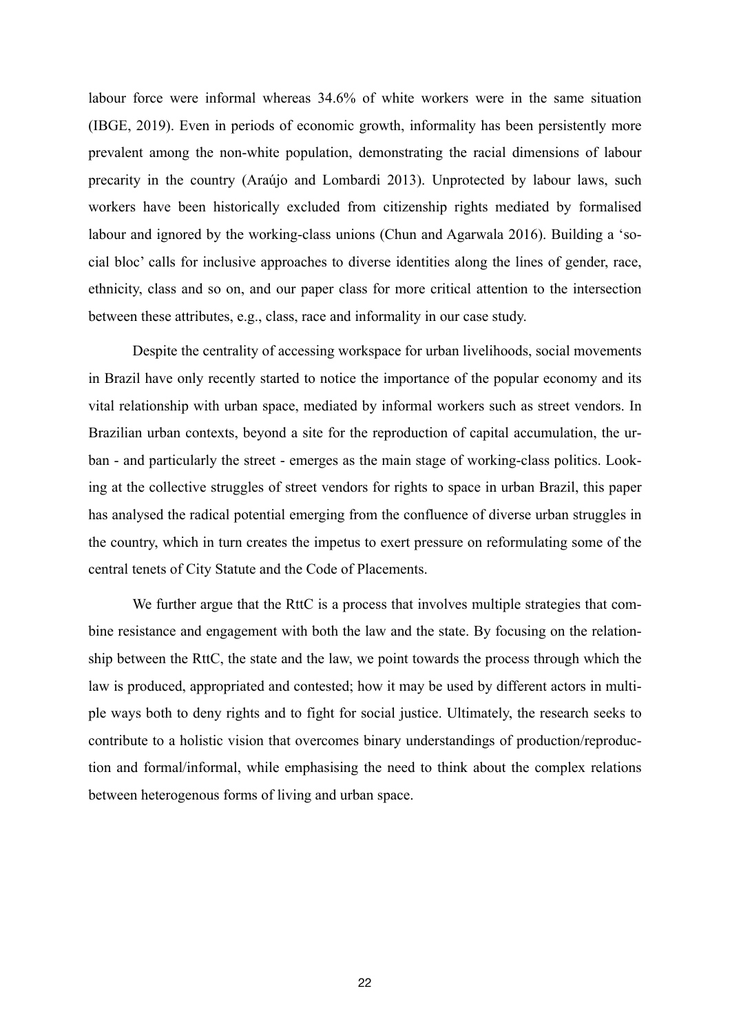labour force were informal whereas 34.6% of white workers were in the same situation (IBGE, 2019). Even in periods of economic growth, informality has been persistently more prevalent among the non-white population, demonstrating the racial dimensions of labour precarity in the country (Araújo and Lombardi 2013). Unprotected by labour laws, such workers have been historically excluded from citizenship rights mediated by formalised labour and ignored by the working-class unions (Chun and Agarwala 2016). Building a 'social bloc' calls for inclusive approaches to diverse identities along the lines of gender, race, ethnicity, class and so on, and our paper class for more critical attention to the intersection between these attributes, e.g., class, race and informality in our case study.

Despite the centrality of accessing workspace for urban livelihoods, social movements in Brazil have only recently started to notice the importance of the popular economy and its vital relationship with urban space, mediated by informal workers such as street vendors. In Brazilian urban contexts, beyond a site for the reproduction of capital accumulation, the urban - and particularly the street - emerges as the main stage of working-class politics. Looking at the collective struggles of street vendors for rights to space in urban Brazil, this paper has analysed the radical potential emerging from the confluence of diverse urban struggles in the country, which in turn creates the impetus to exert pressure on reformulating some of the central tenets of City Statute and the Code of Placements.

We further argue that the RttC is a process that involves multiple strategies that combine resistance and engagement with both the law and the state. By focusing on the relationship between the RttC, the state and the law, we point towards the process through which the law is produced, appropriated and contested; how it may be used by different actors in multiple ways both to deny rights and to fight for social justice. Ultimately, the research seeks to contribute to a holistic vision that overcomes binary understandings of production/reproduction and formal/informal, while emphasising the need to think about the complex relations between heterogenous forms of living and urban space.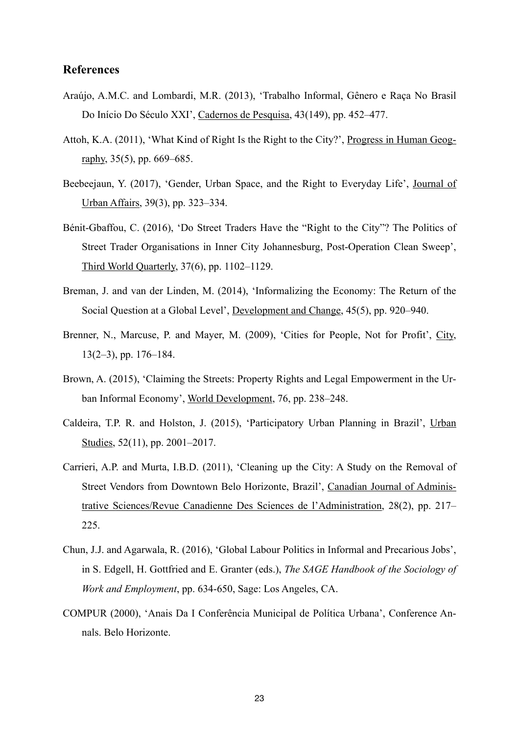## References

Araújo, A.M.C. and Lombardi, M.R. (2013), 'Trabalho Informal, Gênero e Raça No Brasil Do Início Do Século XXI', Cadernos de Pesquisa, 43(149), pp. 452–477.

Attoh, K.A. (2011), 'What Kind of Right Is the Right to the City?', Progress in Human Geography, 35(5), pp. 669–685.

Beebeejaun, Y. (2017), 'Gender, Urban Space, and the Right to Everyday Life', Journal of Urban Affairs, 39(3), pp. 323–334.

Bénit-Gbaffou, C. (2016), 'Do Street Traders Have the "Right to the City"? The Politics of Street Trader Organisations in Inner City Johannesburg, Post-Operation Clean Sweep', Third World Quarterly, 37(6), pp. 1102–1129.

Breman, J. and van der Linden, M. (2014), 'Informalizing the Economy: The Return of the Social Question at a Global Level', Development and Change, 45(5), pp. 920–940.

Brenner, N., Marcuse, P. and Mayer, M. (2009), 'Cities for People, Not for Profit', City, 13(2–3), pp. 176–184.

Brown, A. (2015), 'Claiming the Streets: Property Rights and Legal Empowerment in the Urban Informal Economy', World Development, 76, pp. 238–248.

Caldeira, T.P. R. and Holston, J. (2015), 'Participatory Urban Planning in Brazil', Urban Studies, 52(11), pp. 2001–2017.

Carrieri, A.P. and Murta, I.B.D. (2011), 'Cleaning up the City: A Study on the Removal of Street Vendors from Downtown Belo Horizonte, Brazil', Canadian Journal of Administrative Sciences/Revue Canadienne Des Sciences de l'Administration, 28(2), pp. 217–225.

Chun, J.J. and Agarwala, R. (2016), 'Global Labour Politics in Informal and Precarious Jobs', in S. Edgell, H. Gottfried and E. Granter (eds.), *The SAGE Handbook of the Sociology of Work and Employment*, pp. 634-650, Sage: Los Angeles, CA.

COMPUR (2000), 'Anais Da I Conferência Municipal de Política Urbana', Conference Annals. Belo Horizonte.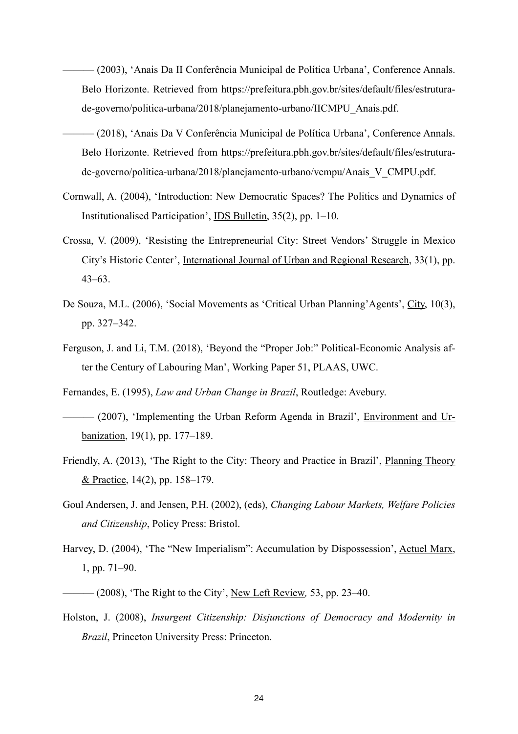——— (2003), 'Anais Da II Conferência Municipal de Política Urbana', Conference Annals. Belo Horizonte. Retrieved from https://prefeitura.pbh.gov.br/sites/default/files/estrutura-de-governo/politica-urbana/2018/planejamento-urbano/IICMPU_Anais.pdf.

——— (2018), 'Anais Da V Conferência Municipal de Política Urbana', Conference Annals. Belo Horizonte. Retrieved from https://prefeitura.pbh.gov.br/sites/default/files/estrutura-de-governo/politica-urbana/2018/planejamento-urbano/vcmpu/Anais_V_CMPU.pdf.

Cornwall, A. (2004), 'Introduction: New Democratic Spaces? The Politics and Dynamics of Institutionalised Participation', IDS Bulletin, 35(2), pp. 1–10.

Crossa, V. (2009), 'Resisting the Entrepreneurial City: Street Vendors' Struggle in Mexico City's Historic Center', International Journal of Urban and Regional Research, 33(1), pp. 43–63.

De Souza, M.L. (2006), 'Social Movements as 'Critical Urban Planning'Agents', City, 10(3), pp. 327–342.

Ferguson, J. and Li, T.M. (2018), 'Beyond the "Proper Job:" Political-Economic Analysis after the Century of Labouring Man', Working Paper 51, PLAAS, UWC.

Fernandes, E. (1995), *Law and Urban Change in Brazil*, Routledge: Avebury.

——— (2007), 'Implementing the Urban Reform Agenda in Brazil', Environment and Urbanization, 19(1), pp. 177–189.

Friendly, A. (2013), 'The Right to the City: Theory and Practice in Brazil', Planning Theory & Practice, 14(2), pp. 158–179.

Goul Andersen, J. and Jensen, P.H. (2002), (eds), *Changing Labour Markets, Welfare Policies and Citizenship*, Policy Press: Bristol.

Harvey, D. (2004), 'The "New Imperialism": Accumulation by Dispossession', Actuel Marx, 1, pp. 71–90.

——— (2008), 'The Right to the City', New Left Review, 53, pp. 23–40.

Holston, J. (2008), *Insurgent Citizenship: Disjunctions of Democracy and Modernity in Brazil*, Princeton University Press: Princeton.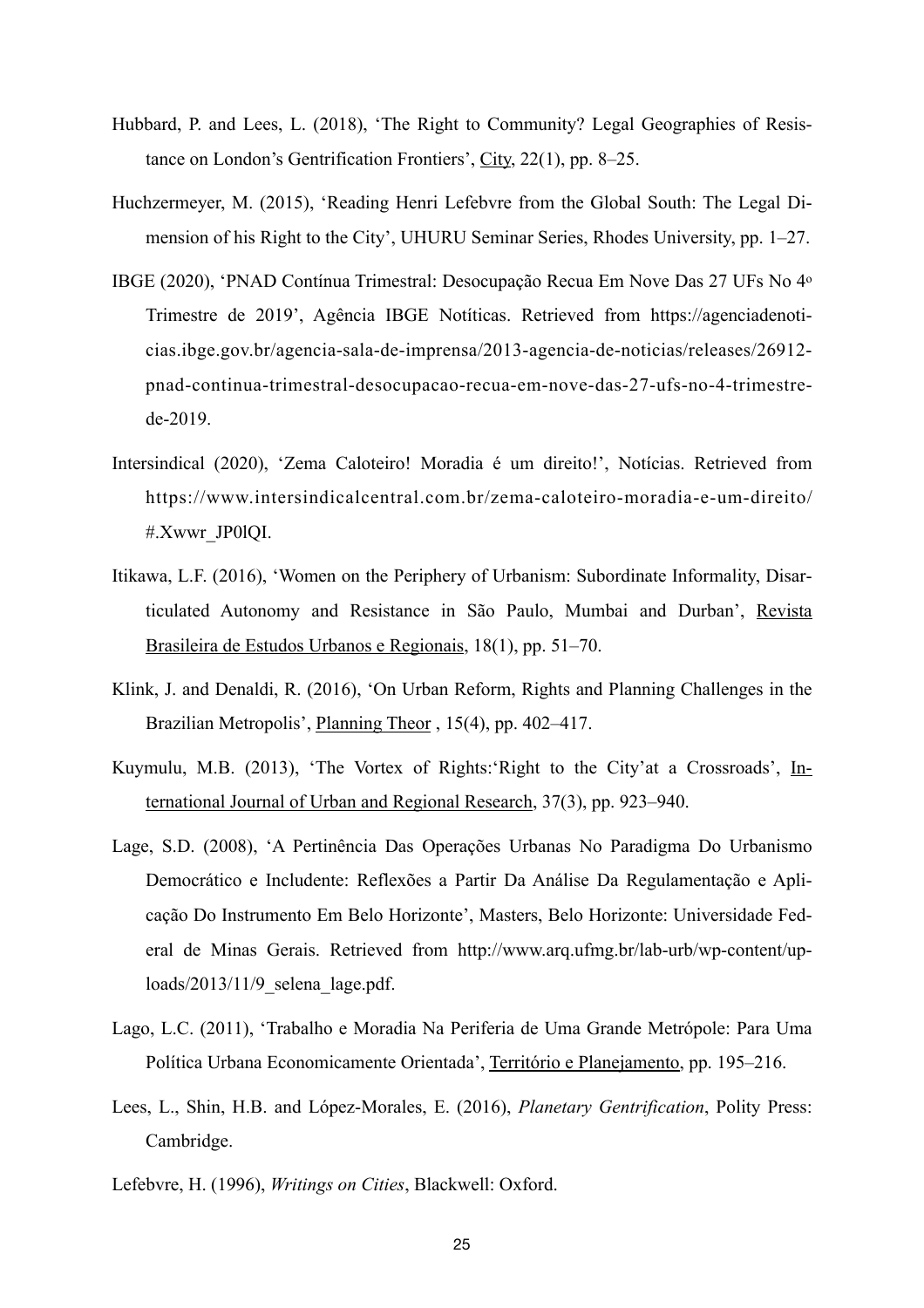Hubbard, P. and Lees, L. (2018), 'The Right to Community? Legal Geographies of Resistance on London's Gentrification Frontiers', City, 22(1), pp. 8–25.

Huchzermeyer, M. (2015), 'Reading Henri Lefebvre from the Global South: The Legal Dimension of his Right to the City', UHURU Seminar Series, Rhodes University, pp. 1–27.

IBGE (2020), 'PNAD Contínua Trimestral: Desocupação Recua Em Nove Das 27 UFs No 4º Trimestre de 2019', Agência IBGE Notíticas. Retrieved from https://agenciadenoticias.ibge.gov.br/agencia-sala-de-imprensa/2013-agencia-de-noticias/releases/26912-pnad-continua-trimestral-desocupacao-recua-em-nove-das-27-ufs-no-4-trimestre-de-2019.

Intersindical (2020), 'Zema Caloteiro! Moradia é um direito!', Notícias. Retrieved from https://www.intersindicalcentral.com.br/zema-caloteiro-moradia-e-um-direito/#.Xwwr_JP0lQI.

Itikawa, L.F. (2016), 'Women on the Periphery of Urbanism: Subordinate Informality, Disarticulated Autonomy and Resistance in São Paulo, Mumbai and Durban', Revista Brasileira de Estudos Urbanos e Regionais, 18(1), pp. 51–70.

Klink, J. and Denaldi, R. (2016), 'On Urban Reform, Rights and Planning Challenges in the Brazilian Metropolis', Planning Theor , 15(4), pp. 402–417.

Kuymulu, M.B. (2013), 'The Vortex of Rights:'Right to the City'at a Crossroads', International Journal of Urban and Regional Research, 37(3), pp. 923–940.

Lage, S.D. (2008), 'A Pertinência Das Operações Urbanas No Paradigma Do Urbanismo Democrático e Includente: Reflexões a Partir Da Análise Da Regulamentação e Aplicação Do Instrumento Em Belo Horizonte', Masters, Belo Horizonte: Universidade Federal de Minas Gerais. Retrieved from http://www.arq.ufmg.br/lab-urb/wp-content/uploads/2013/11/9_selena_lage.pdf.

Lago, L.C. (2011), 'Trabalho e Moradia Na Periferia de Uma Grande Metrópole: Para Uma Política Urbana Economicamente Orientada', Território e Planejamento, pp. 195–216.

Lees, L., Shin, H.B. and López-Morales, E. (2016), *Planetary Gentrification*, Polity Press: Cambridge.

Lefebvre, H. (1996), *Writings on Cities*, Blackwell: Oxford.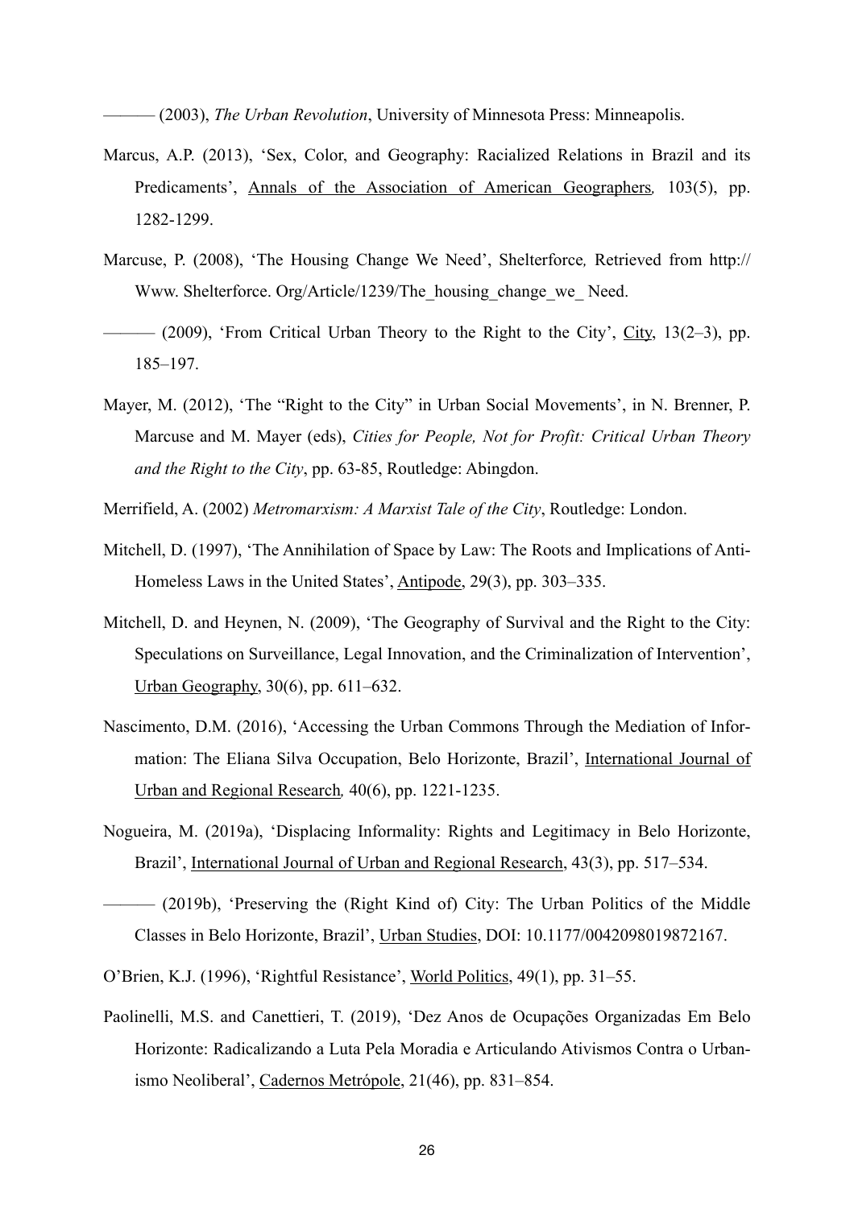——— (2003), *The Urban Revolution*, University of Minnesota Press: Minneapolis.

Marcus, A.P. (2013), 'Sex, Color, and Geography: Racialized Relations in Brazil and its Predicaments', Annals of the Association of American Geographers*,* 103(5), pp. 1282-1299.

Marcuse, P. (2008), 'The Housing Change We Need', Shelterforce*,* Retrieved from http:// Www. Shelterforce. Org/Article/1239/The_housing_change_we_ Need.

——— (2009), 'From Critical Urban Theory to the Right to the City', City, 13(2–3), pp. 185–197.

Mayer, M. (2012), 'The "Right to the City" in Urban Social Movements', in N. Brenner, P. Marcuse and M. Mayer (eds), *Cities for People, Not for Profit: Critical Urban Theory and the Right to the City*, pp. 63-85, Routledge: Abingdon.

Merrifield, A. (2002) *Metromarxism: A Marxist Tale of the City*, Routledge: London.

Mitchell, D. (1997), 'The Annihilation of Space by Law: The Roots and Implications of Anti-Homeless Laws in the United States', Antipode, 29(3), pp. 303–335.

Mitchell, D. and Heynen, N. (2009), 'The Geography of Survival and the Right to the City: Speculations on Surveillance, Legal Innovation, and the Criminalization of Intervention', Urban Geography, 30(6), pp. 611–632.

Nascimento, D.M. (2016), 'Accessing the Urban Commons Through the Mediation of Information: The Eliana Silva Occupation, Belo Horizonte, Brazil', International Journal of Urban and Regional Research*,* 40(6), pp. 1221-1235.

Nogueira, M. (2019a), 'Displacing Informality: Rights and Legitimacy in Belo Horizonte, Brazil', International Journal of Urban and Regional Research, 43(3), pp. 517–534.

——— (2019b), 'Preserving the (Right Kind of) City: The Urban Politics of the Middle Classes in Belo Horizonte, Brazil', Urban Studies, DOI: 10.1177/0042098019872167.

O'Brien, K.J. (1996), 'Rightful Resistance', World Politics, 49(1), pp. 31–55.

Paolinelli, M.S. and Canettieri, T. (2019), 'Dez Anos de Ocupações Organizadas Em Belo Horizonte: Radicalizando a Luta Pela Moradia e Articulando Ativismos Contra o Urbanismo Neoliberal', Cadernos Metrópole, 21(46), pp. 831–854.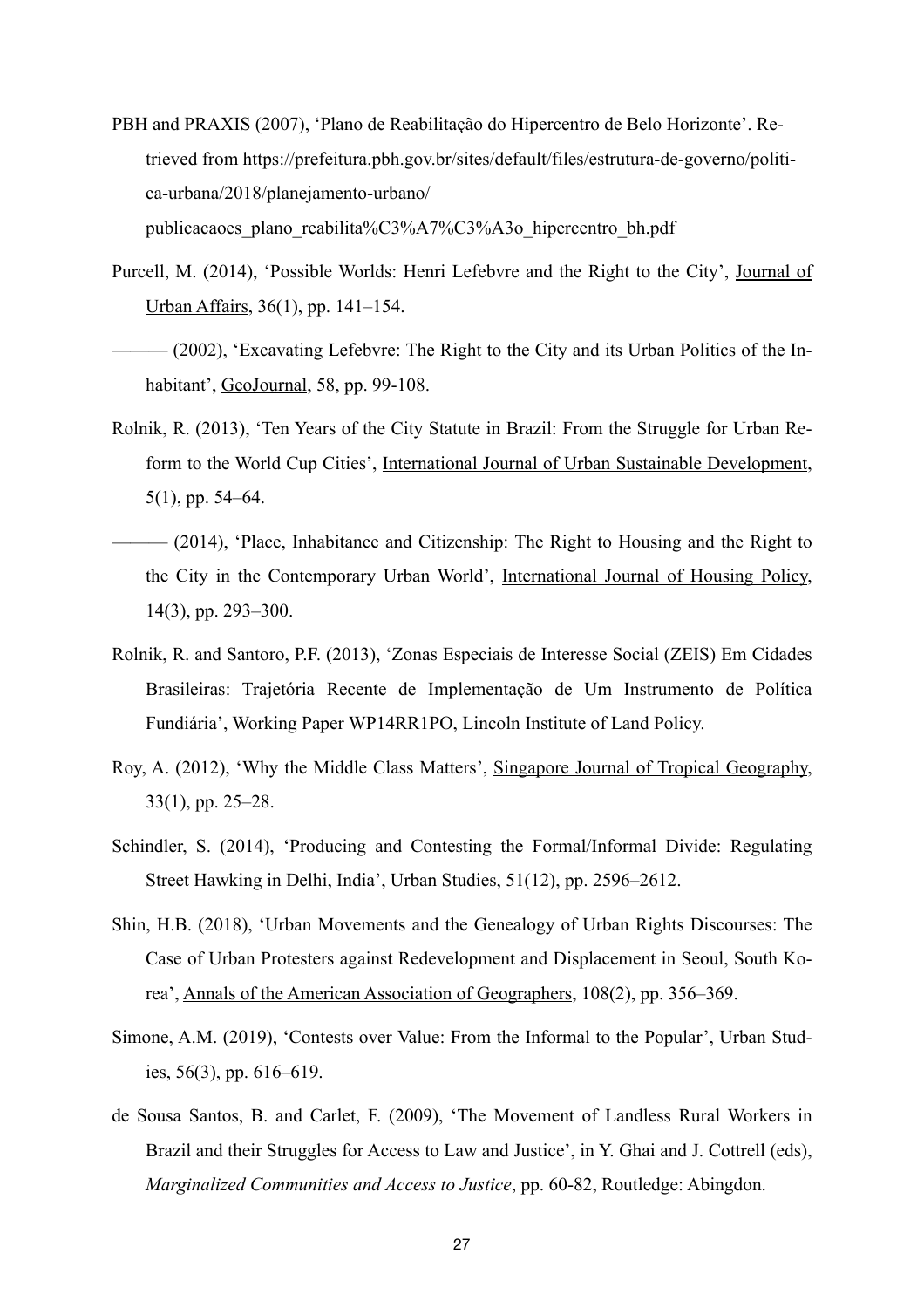PBH and PRAXIS (2007), 'Plano de Reabilitação do Hipercentro de Belo Horizonte'. Retrieved from https://prefeitura.pbh.gov.br/sites/default/files/estrutura-de-governo/politica-urbana/2018/planejamento-urbano/publicacaoes_plano_reabilita%C3%A7%C3%A3o_hipercentro_bh.pdf

Purcell, M. (2014), 'Possible Worlds: Henri Lefebvre and the Right to the City', Journal of Urban Affairs, 36(1), pp. 141–154.

——— (2002), 'Excavating Lefebvre: The Right to the City and its Urban Politics of the Inhabitant', GeoJournal, 58, pp. 99-108.

Rolnik, R. (2013), 'Ten Years of the City Statute in Brazil: From the Struggle for Urban Reform to the World Cup Cities', International Journal of Urban Sustainable Development, 5(1), pp. 54–64.

——— (2014), 'Place, Inhabitance and Citizenship: The Right to Housing and the Right to the City in the Contemporary Urban World', International Journal of Housing Policy, 14(3), pp. 293–300.

Rolnik, R. and Santoro, P.F. (2013), 'Zonas Especiais de Interesse Social (ZEIS) Em Cidades Brasileiras: Trajetória Recente de Implementação de Um Instrumento de Política Fundiária', Working Paper WP14RR1PO, Lincoln Institute of Land Policy.

Roy, A. (2012), 'Why the Middle Class Matters', Singapore Journal of Tropical Geography, 33(1), pp. 25–28.

Schindler, S. (2014), 'Producing and Contesting the Formal/Informal Divide: Regulating Street Hawking in Delhi, India', Urban Studies, 51(12), pp. 2596–2612.

Shin, H.B. (2018), 'Urban Movements and the Genealogy of Urban Rights Discourses: The Case of Urban Protesters against Redevelopment and Displacement in Seoul, South Korea', Annals of the American Association of Geographers, 108(2), pp. 356–369.

Simone, A.M. (2019), 'Contests over Value: From the Informal to the Popular', Urban Studies, 56(3), pp. 616–619.

de Sousa Santos, B. and Carlet, F. (2009), 'The Movement of Landless Rural Workers in Brazil and their Struggles for Access to Law and Justice', in Y. Ghai and J. Cottrell (eds), *Marginalized Communities and Access to Justice*, pp. 60-82, Routledge: Abingdon.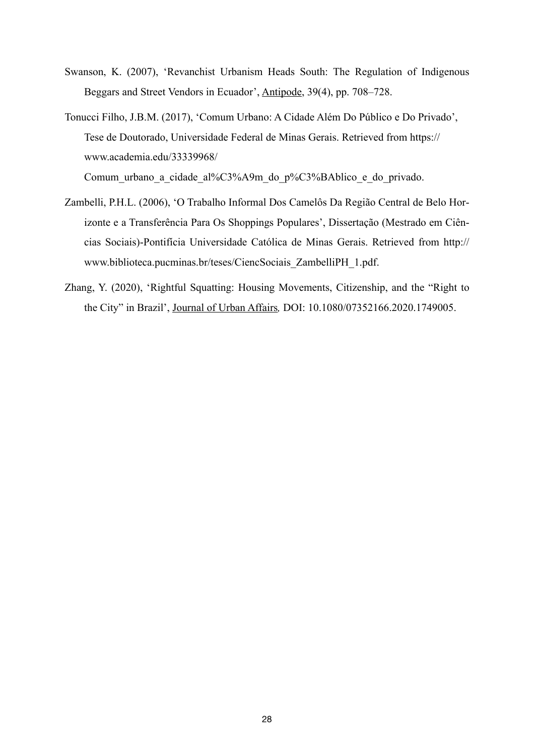Swanson, K. (2007), 'Revanchist Urbanism Heads South: The Regulation of Indigenous Beggars and Street Vendors in Ecuador', Antipode, 39(4), pp. 708–728.

Tonucci Filho, J.B.M. (2017), 'Comum Urbano: A Cidade Além Do Público e Do Privado', Tese de Doutorado, Universidade Federal de Minas Gerais. Retrieved from https://www.academia.edu/33339968/Comum_urbano_a_cidade_al%C3%A9m_do_p%C3%BAblico_e_do_privado.

Zambelli, P.H.L. (2006), 'O Trabalho Informal Dos Camelôs Da Região Central de Belo Horizonte e a Transferência Para Os Shoppings Populares', Dissertação (Mestrado em Ciências Sociais)-Pontifícia Universidade Católica de Minas Gerais. Retrieved from http://www.biblioteca.pucminas.br/teses/CiencSociais_ZambelliPH_1.pdf.

Zhang, Y. (2020), 'Rightful Squatting: Housing Movements, Citizenship, and the "Right to the City" in Brazil', Journal of Urban Affairs*,* DOI: 10.1080/07352166.2020.1749005.